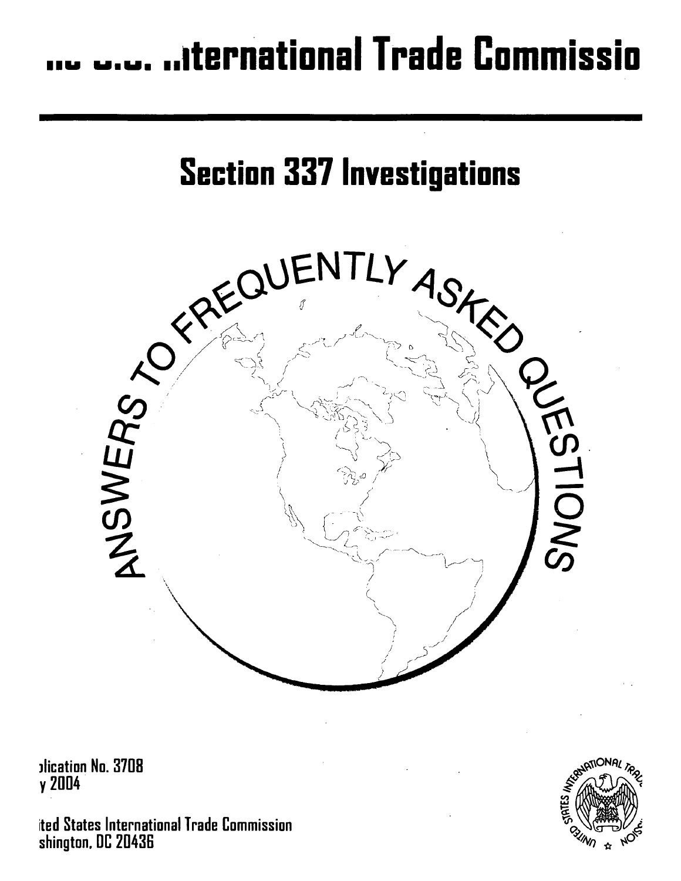# ... ... ..iternational Trade Commissio

## Section 337 Investigations

ANSWERS TO FREQUENTLY ASKED QUESTIONS

)lication No. 3708
y 2004

ited States International Trade Commission
shington, DC 20436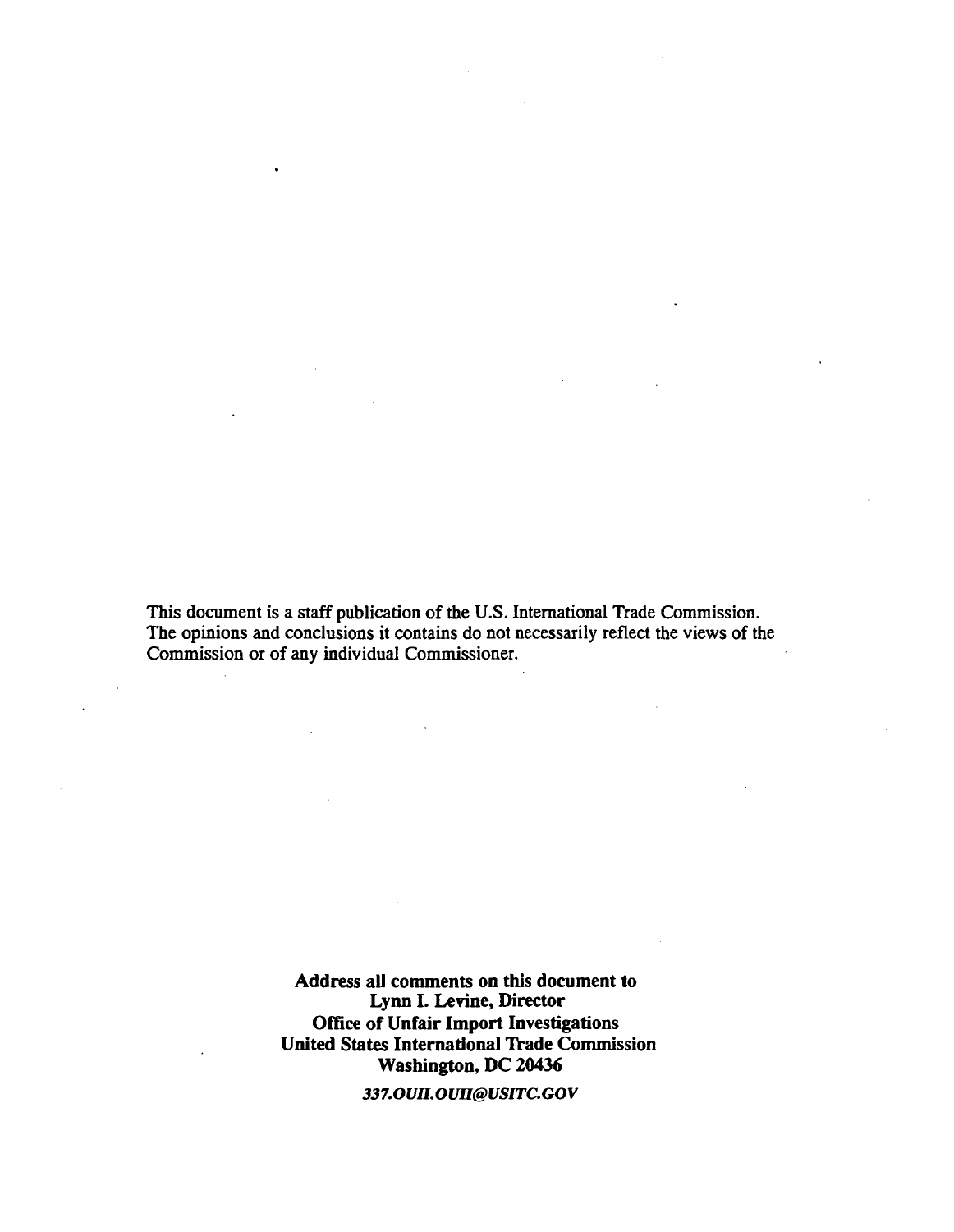This document is a staff publication of the U.S. International Trade Commission. The opinions and conclusions it contains do not necessarily reflect the views of the Commission or of any individual Commissioner.

**Address all comments on this document to**
**Lynn I. Levine, Director**
**Office of Unfair Import Investigations**
**United States International Trade Commission**
**Washington, DC 20436**

***337.OUII.OUII@USITC.GOV***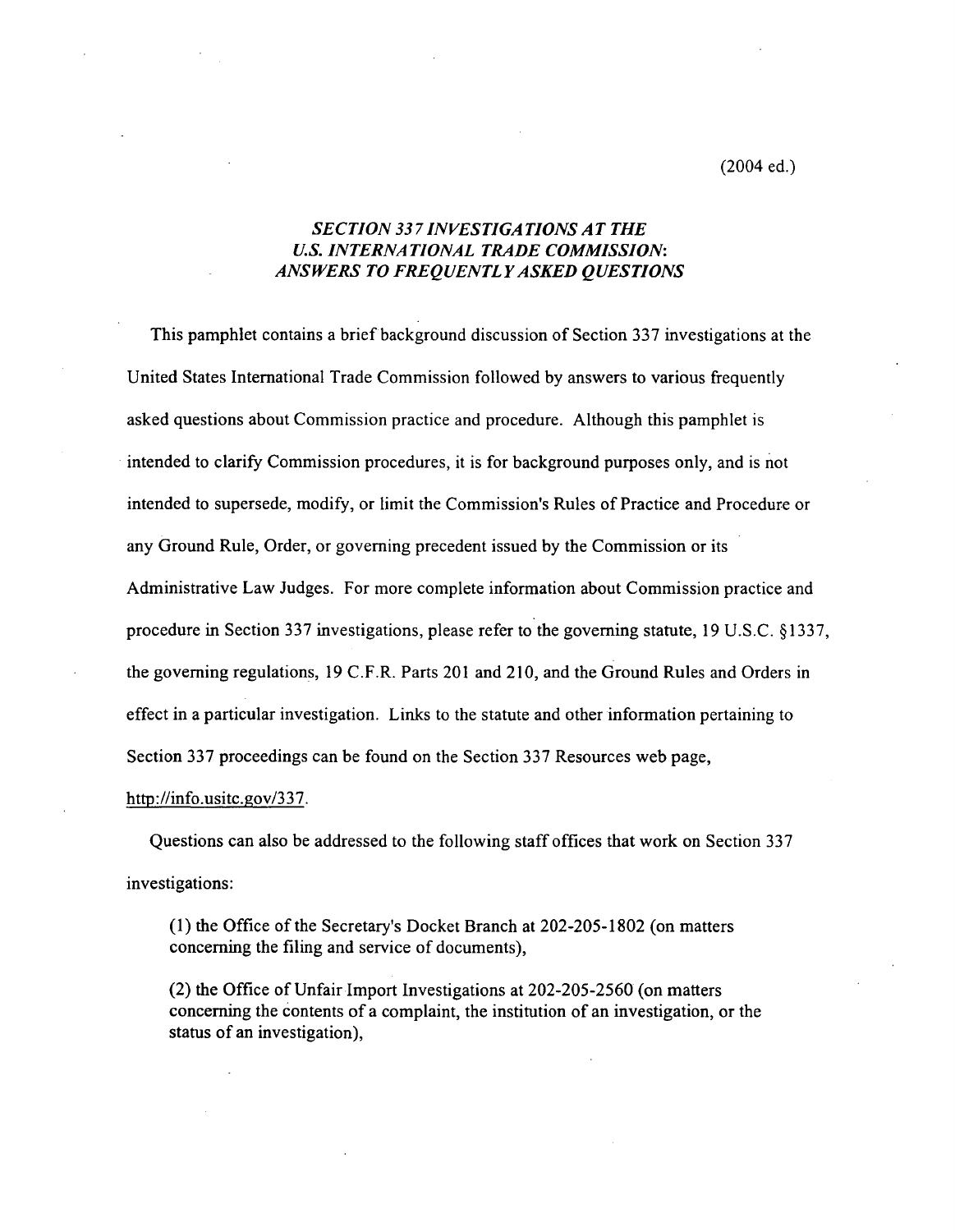(2004 ed.)

# *SECTION 337 INVESTIGATIONS AT THE U.S. INTERNATIONAL TRADE COMMISSION: ANSWERS TO FREQUENTLY ASKED QUESTIONS*

This pamphlet contains a brief background discussion of Section 337 investigations at the United States International Trade Commission followed by answers to various frequently asked questions about Commission practice and procedure. Although this pamphlet is intended to clarify Commission procedures, it is for background purposes only, and is not intended to supersede, modify, or limit the Commission's Rules of Practice and Procedure or any Ground Rule, Order, or governing precedent issued by the Commission or its Administrative Law Judges. For more complete information about Commission practice and procedure in Section 337 investigations, please refer to the governing statute, 19 U.S.C. §1337, the governing regulations, 19 C.F.R. Parts 201 and 210, and the Ground Rules and Orders in effect in a particular investigation. Links to the statute and other information pertaining to Section 337 proceedings can be found on the Section 337 Resources web page, http://info.usitc.gov/337.

Questions can also be addressed to the following staff offices that work on Section 337 investigations:

(1) the Office of the Secretary's Docket Branch at 202-205-1802 (on matters concerning the filing and service of documents),

(2) the Office of Unfair Import Investigations at 202-205-2560 (on matters concerning the contents of a complaint, the institution of an investigation, or the status of an investigation),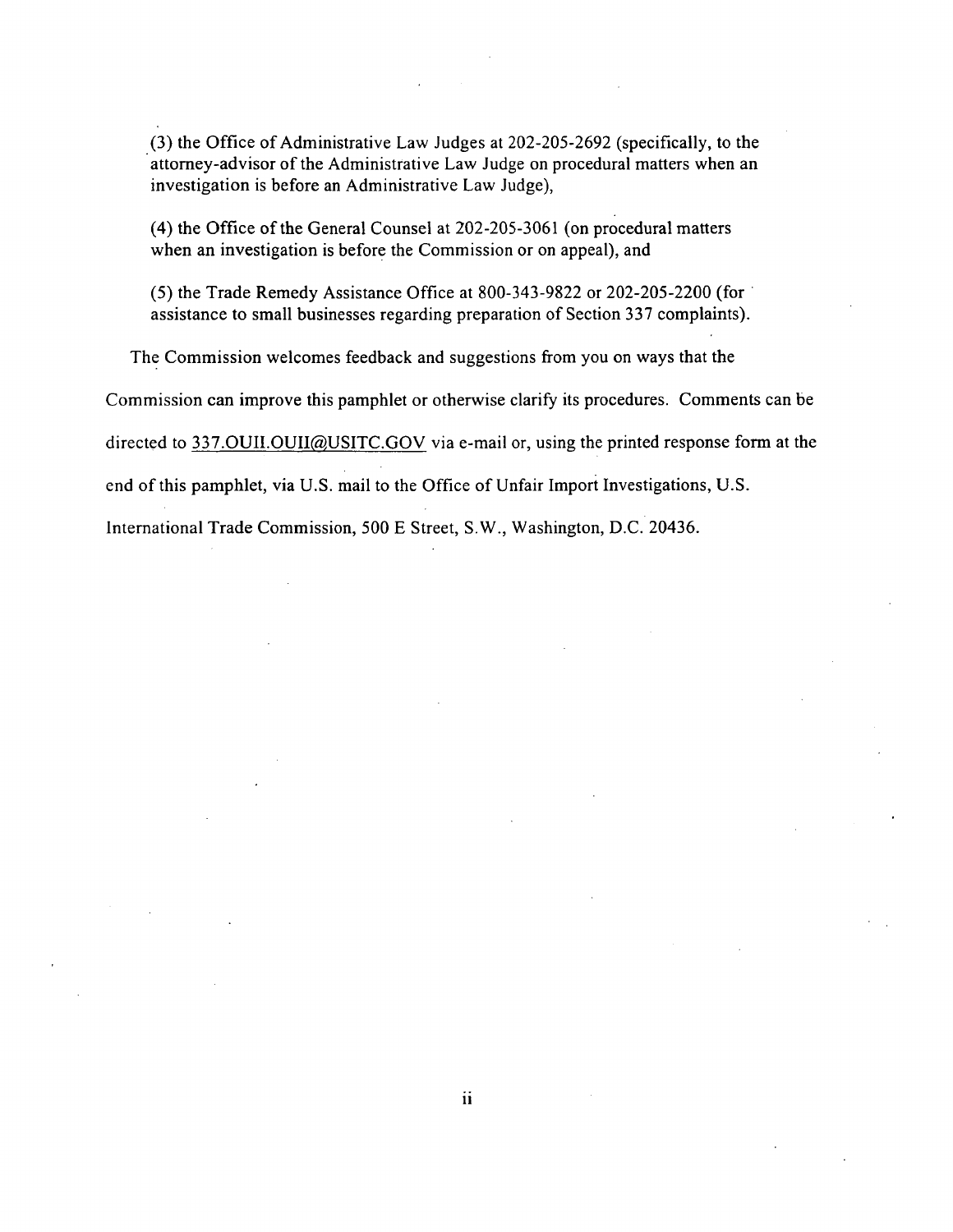(3) the Office of Administrative Law Judges at 202-205-2692 (specifically, to the attorney-advisor of the Administrative Law Judge on procedural matters when an investigation is before an Administrative Law Judge),

(4) the Office of the General Counsel at 202-205-3061 (on procedural matters when an investigation is before the Commission or on appeal), and

(5) the Trade Remedy Assistance Office at 800-343-9822 or 202-205-2200 (for assistance to small businesses regarding preparation of Section 337 complaints).

The Commission welcomes feedback and suggestions from you on ways that the Commission can improve this pamphlet or otherwise clarify its procedures. Comments can be directed to 337.OUII.OUII@USITC.GOV via e-mail or, using the printed response form at the end of this pamphlet, via U.S. mail to the Office of Unfair Import Investigations, U.S. International Trade Commission, 500 E Street, S.W., Washington, D.C. 20436.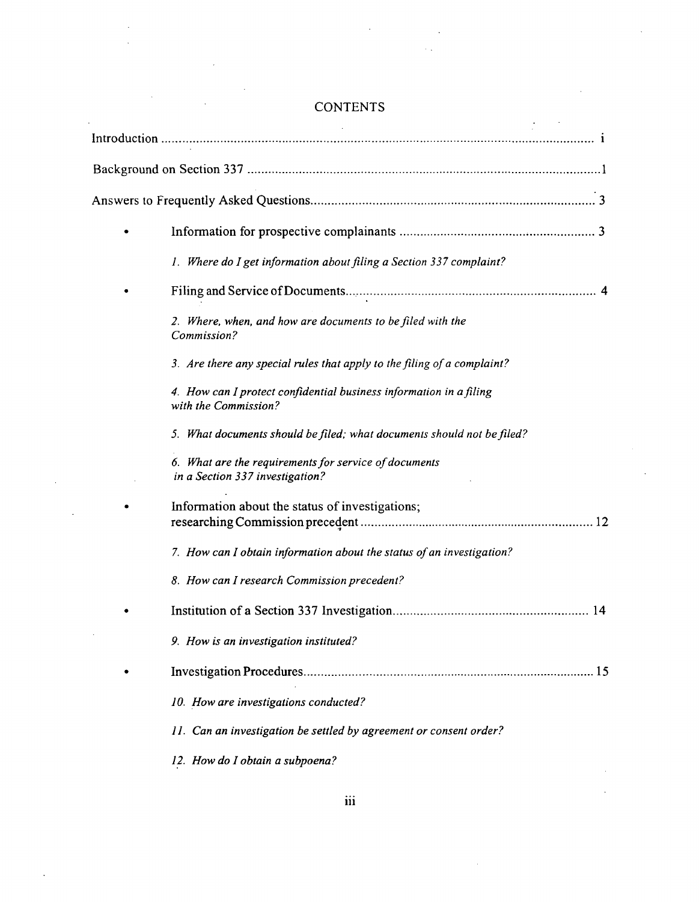# CONTENTS

Introduction ........................................................................................................................ i

Background on Section 337 ........................................................................................................1

Answers to Frequently Asked Questions..................................................................................... 3

- Information for prospective complainants ........................................................... 3

  *1. Where do I get information about filing a Section 337 complaint?*

- Filing and Service of Documents.......................................................................... 4

  *2. Where, when, and how are documents to be filed with the Commission?*

  *3. Are there any special rules that apply to the filing of a complaint?*

  *4. How can I protect confidential business information in a filing with the Commission?*

  *5. What documents should be filed; what documents should not be filed?*

  *6. What are the requirements for service of documents in a Section 337 investigation?*

- Information about the status of investigations; researching Commission precedent ..................................................................... 12

  *7. How can I obtain information about the status of an investigation?*

  *8. How can I research Commission precedent?*

- Institution of a Section 337 Investigation........................................................... 14

  *9. How is an investigation instituted?*

- Investigation Procedures...................................................................................... 15

  *10. How are investigations conducted?*

  *11. Can an investigation be settled by agreement or consent order?*

  *12. How do I obtain a subpoena?*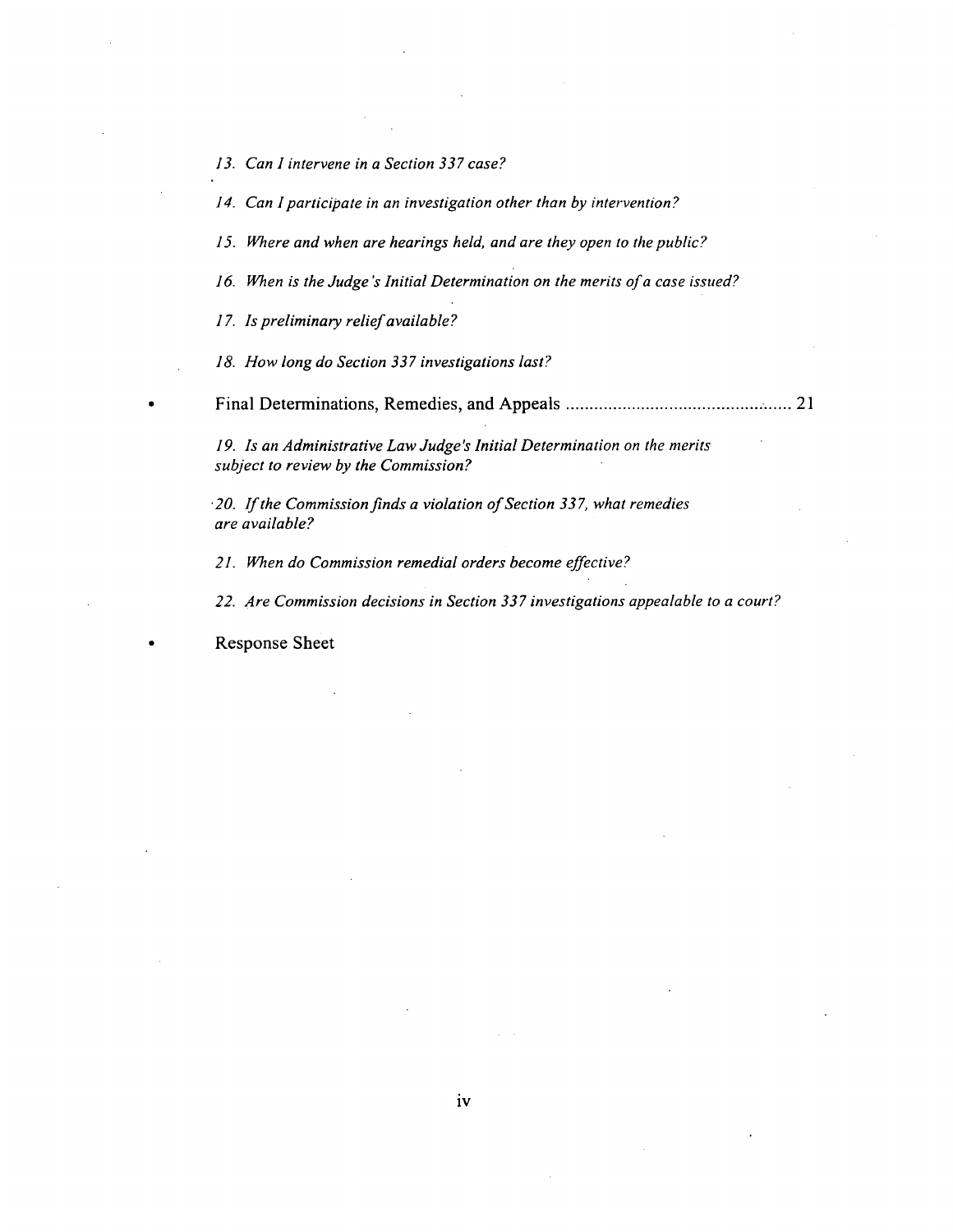*13. Can I intervene in a Section 337 case?*

*14. Can I participate in an investigation other than by intervention?*

*15. Where and when are hearings held, and are they open to the public?*

*16. When is the Judge's Initial Determination on the merits of a case issued?*

*17. Is preliminary relief available?*

*18. How long do Section 337 investigations last?*

- Final Determinations, Remedies, and Appeals ............................................... 21

  *19. Is an Administrative Law Judge's Initial Determination on the merits subject to review by the Commission?*

  *20. If the Commission finds a violation of Section 337, what remedies are available?*

  *21. When do Commission remedial orders become effective?*

  *22. Are Commission decisions in Section 337 investigations appealable to a court?*

- Response Sheet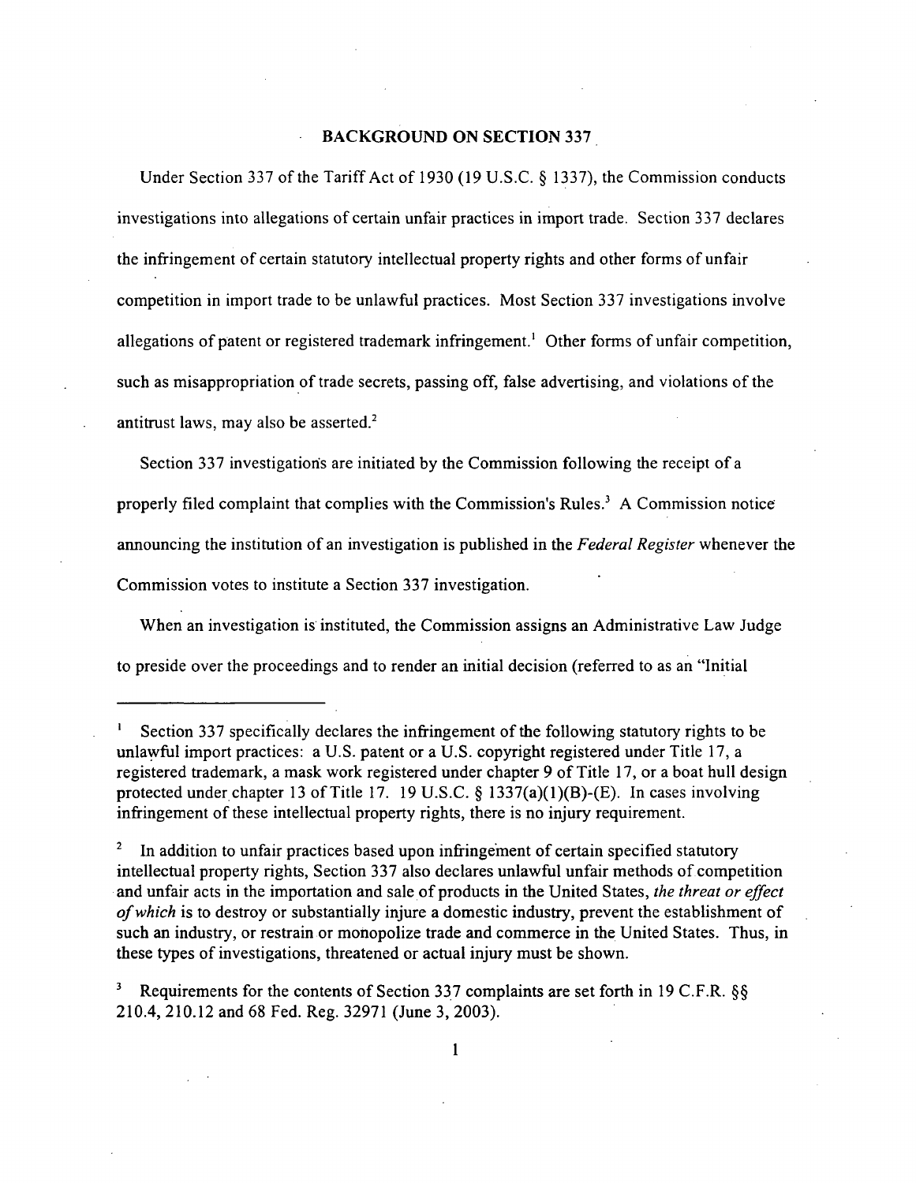## BACKGROUND ON SECTION 337

Under Section 337 of the Tariff Act of 1930 (19 U.S.C. § 1337), the Commission conducts investigations into allegations of certain unfair practices in import trade. Section 337 declares the infringement of certain statutory intellectual property rights and other forms of unfair competition in import trade to be unlawful practices. Most Section 337 investigations involve allegations of patent or registered trademark infringement.[1] Other forms of unfair competition, such as misappropriation of trade secrets, passing off, false advertising, and violations of the antitrust laws, may also be asserted.[2]

Section 337 investigations are initiated by the Commission following the receipt of a properly filed complaint that complies with the Commission's Rules.[3] A Commission notice announcing the institution of an investigation is published in the *Federal Register* whenever the Commission votes to institute a Section 337 investigation.

When an investigation is instituted, the Commission assigns an Administrative Law Judge to preside over the proceedings and to render an initial decision (referred to as an "Initial

---

[1] Section 337 specifically declares the infringement of the following statutory rights to be unlawful import practices: a U.S. patent or a U.S. copyright registered under Title 17, a registered trademark, a mask work registered under chapter 9 of Title 17, or a boat hull design protected under chapter 13 of Title 17. 19 U.S.C. § 1337(a)(1)(B)-(E). In cases involving infringement of these intellectual property rights, there is no injury requirement.

[2] In addition to unfair practices based upon infringement of certain specified statutory intellectual property rights, Section 337 also declares unlawful unfair methods of competition and unfair acts in the importation and sale of products in the United States, *the threat or effect of which* is to destroy or substantially injure a domestic industry, prevent the establishment of such an industry, or restrain or monopolize trade and commerce in the United States. Thus, in these types of investigations, threatened or actual injury must be shown.

[3] Requirements for the contents of Section 337 complaints are set forth in 19 C.F.R. §§ 210.4, 210.12 and 68 Fed. Reg. 32971 (June 3, 2003).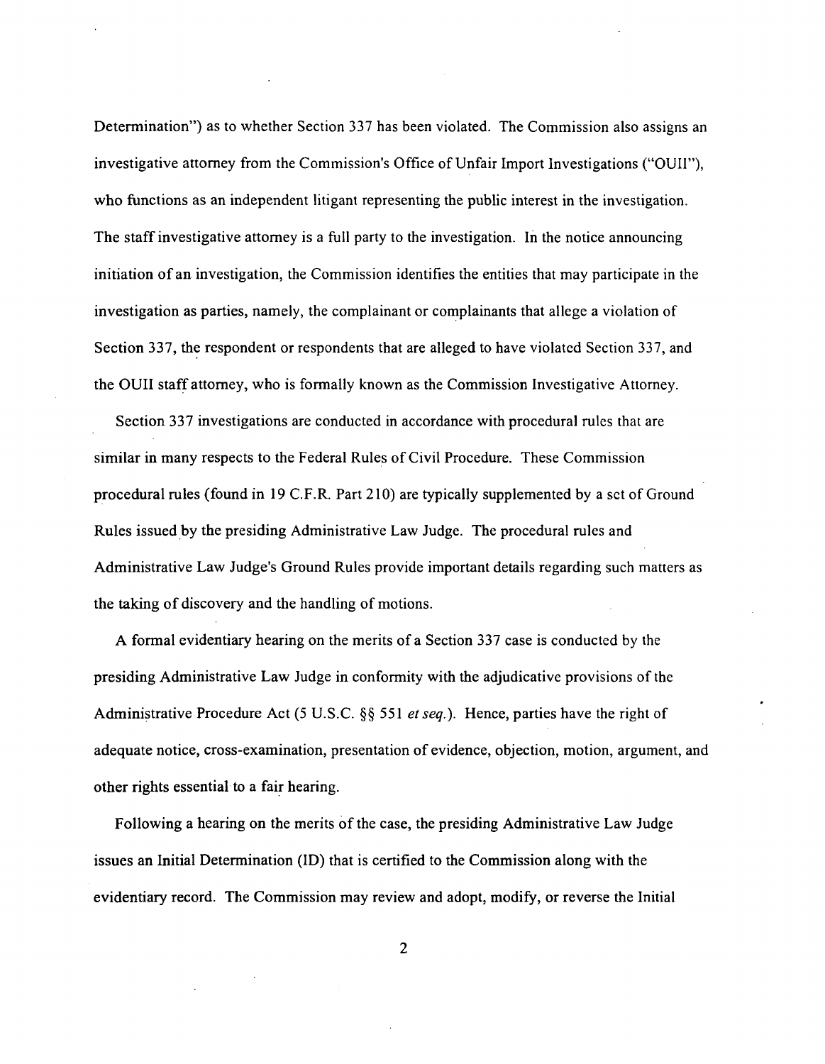Determination") as to whether Section 337 has been violated. The Commission also assigns an investigative attorney from the Commission's Office of Unfair Import Investigations ("OUII"), who functions as an independent litigant representing the public interest in the investigation. The staff investigative attorney is a full party to the investigation. In the notice announcing initiation of an investigation, the Commission identifies the entities that may participate in the investigation as parties, namely, the complainant or complainants that allege a violation of Section 337, the respondent or respondents that are alleged to have violated Section 337, and the OUII staff attorney, who is formally known as the Commission Investigative Attorney.

Section 337 investigations are conducted in accordance with procedural rules that are similar in many respects to the Federal Rules of Civil Procedure. These Commission procedural rules (found in 19 C.F.R. Part 210) are typically supplemented by a set of Ground Rules issued by the presiding Administrative Law Judge. The procedural rules and Administrative Law Judge's Ground Rules provide important details regarding such matters as the taking of discovery and the handling of motions.

A formal evidentiary hearing on the merits of a Section 337 case is conducted by the presiding Administrative Law Judge in conformity with the adjudicative provisions of the Administrative Procedure Act (5 U.S.C. §§ 551 *et seq.*). Hence, parties have the right of adequate notice, cross-examination, presentation of evidence, objection, motion, argument, and other rights essential to a fair hearing.

Following a hearing on the merits of the case, the presiding Administrative Law Judge issues an Initial Determination (ID) that is certified to the Commission along with the evidentiary record. The Commission may review and adopt, modify, or reverse the Initial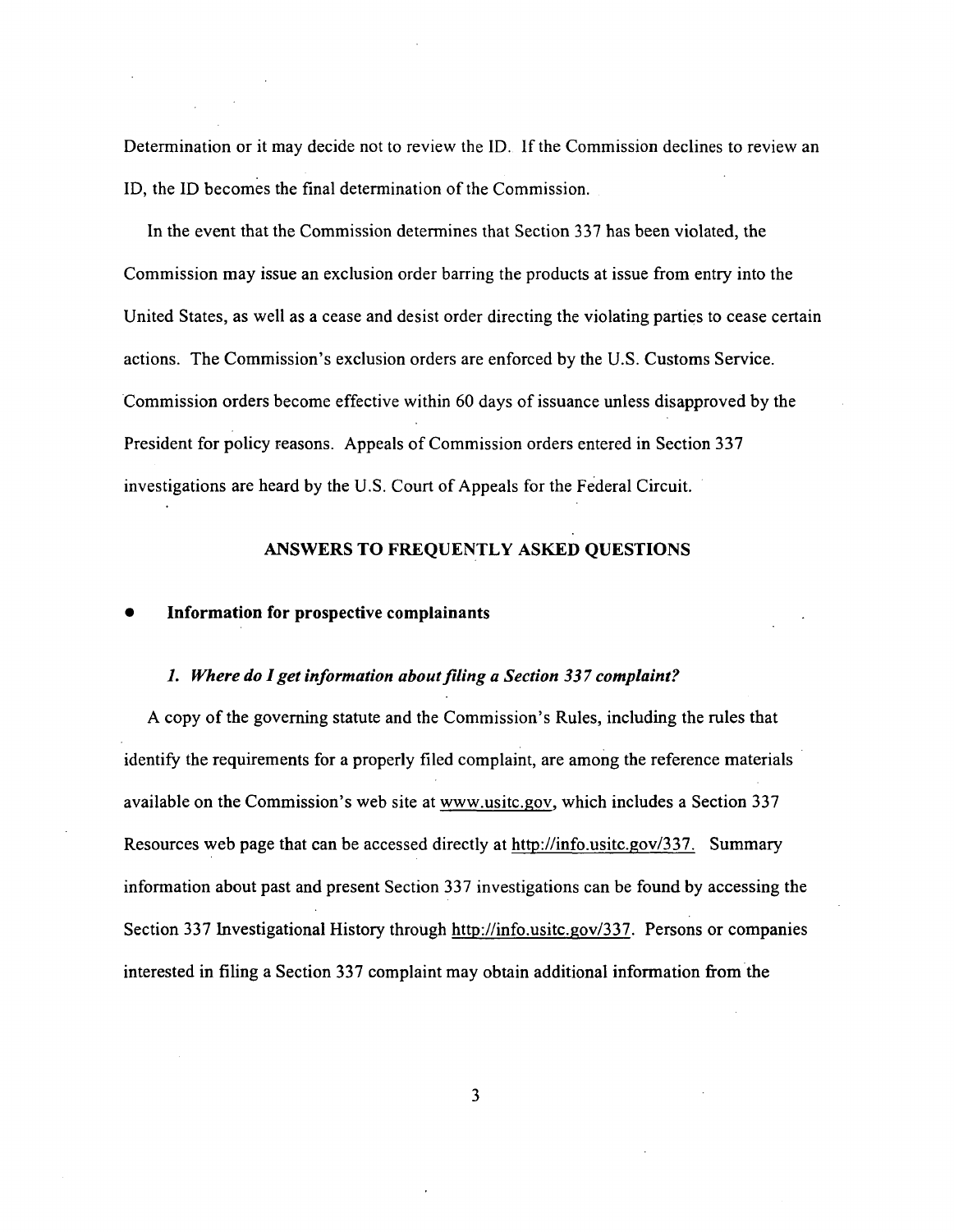Determination or it may decide not to review the ID. If the Commission declines to review an ID, the ID becomes the final determination of the Commission.

In the event that the Commission determines that Section 337 has been violated, the Commission may issue an exclusion order barring the products at issue from entry into the United States, as well as a cease and desist order directing the violating parties to cease certain actions. The Commission's exclusion orders are enforced by the U.S. Customs Service. Commission orders become effective within 60 days of issuance unless disapproved by the President for policy reasons. Appeals of Commission orders entered in Section 337 investigations are heard by the U.S. Court of Appeals for the Federal Circuit.

## ANSWERS TO FREQUENTLY ASKED QUESTIONS

- **Information for prospective complainants**

### *1. Where do I get information about filing a Section 337 complaint?*

A copy of the governing statute and the Commission's Rules, including the rules that identify the requirements for a properly filed complaint, are among the reference materials available on the Commission's web site at www.usitc.gov, which includes a Section 337 Resources web page that can be accessed directly at http://info.usitc.gov/337. Summary information about past and present Section 337 investigations can be found by accessing the Section 337 Investigational History through http://info.usitc.gov/337. Persons or companies interested in filing a Section 337 complaint may obtain additional information from the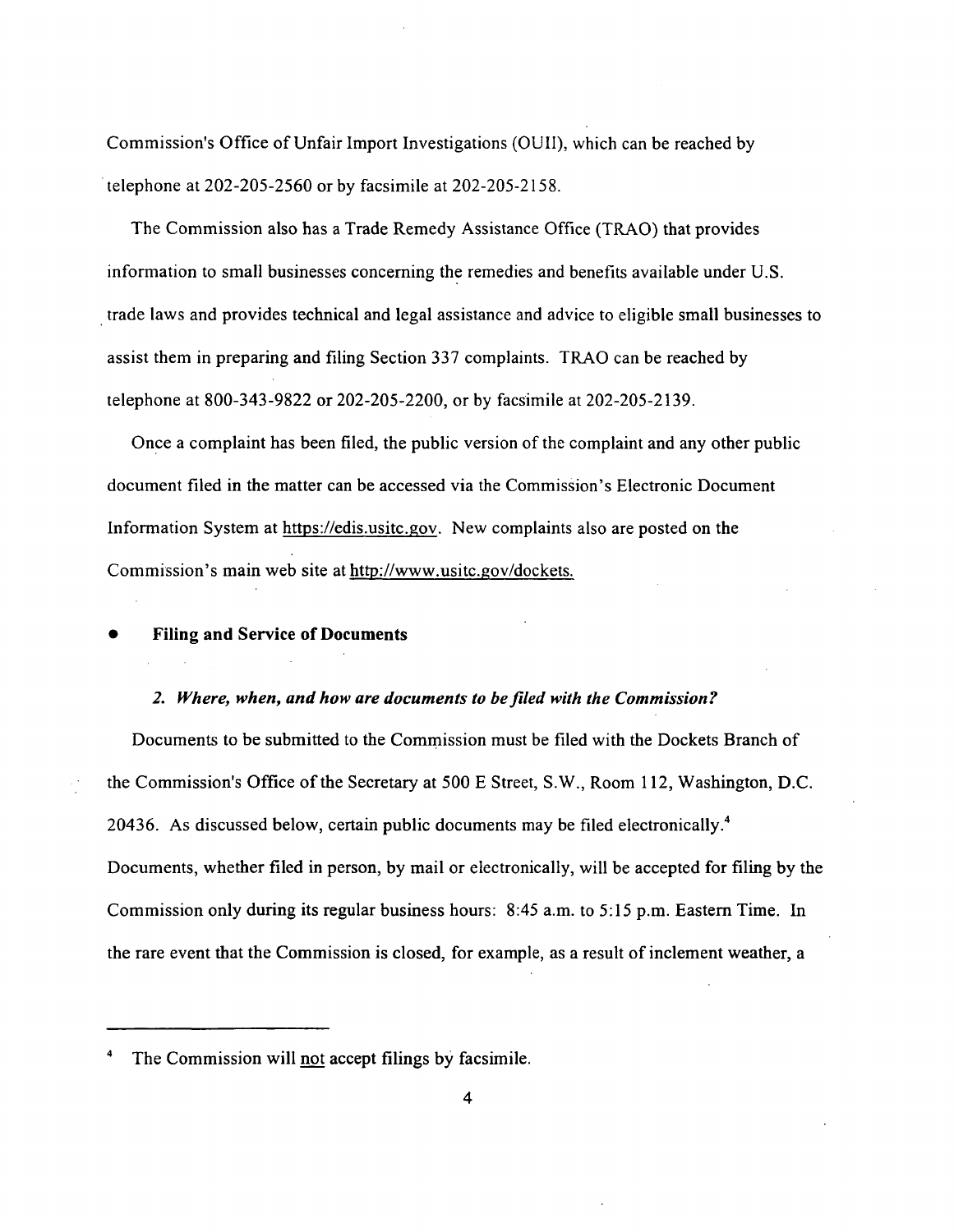Commission's Office of Unfair Import Investigations (OUII), which can be reached by telephone at 202-205-2560 or by facsimile at 202-205-2158.

The Commission also has a Trade Remedy Assistance Office (TRAO) that provides information to small businesses concerning the remedies and benefits available under U.S. trade laws and provides technical and legal assistance and advice to eligible small businesses to assist them in preparing and filing Section 337 complaints. TRAO can be reached by telephone at 800-343-9822 or 202-205-2200, or by facsimile at 202-205-2139.

Once a complaint has been filed, the public version of the complaint and any other public document filed in the matter can be accessed via the Commission's Electronic Document Information System at https://edis.usitc.gov. New complaints also are posted on the Commission's main web site at http://www.usitc.gov/dockets.

- **Filing and Service of Documents**

***2. Where, when, and how are documents to be filed with the Commission?***

Documents to be submitted to the Commission must be filed with the Dockets Branch of the Commission's Office of the Secretary at 500 E Street, S.W., Room 112, Washington, D.C. 20436. As discussed below, certain public documents may be filed electronically.[4] Documents, whether filed in person, by mail or electronically, will be accepted for filing by the Commission only during its regular business hours: 8:45 a.m. to 5:15 p.m. Eastern Time. In the rare event that the Commission is closed, for example, as a result of inclement weather, a

---

[4] The Commission will not accept filings by facsimile.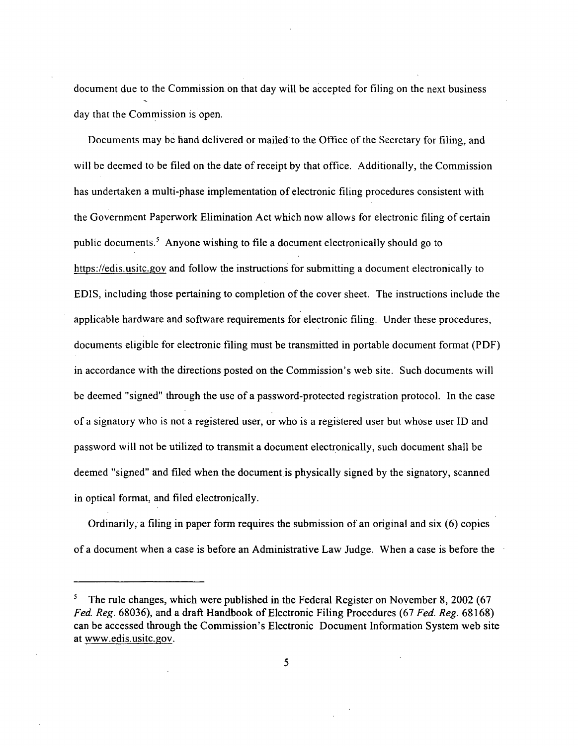document due to the Commission on that day will be accepted for filing on the next business day that the Commission is open.

Documents may be hand delivered or mailed to the Office of the Secretary for filing, and will be deemed to be filed on the date of receipt by that office. Additionally, the Commission has undertaken a multi-phase implementation of electronic filing procedures consistent with the Government Paperwork Elimination Act which now allows for electronic filing of certain public documents.[5] Anyone wishing to file a document electronically should go to https://edis.usitc.gov and follow the instructions for submitting a document electronically to EDIS, including those pertaining to completion of the cover sheet. The instructions include the applicable hardware and software requirements for electronic filing. Under these procedures, documents eligible for electronic filing must be transmitted in portable document format (PDF) in accordance with the directions posted on the Commission's web site. Such documents will be deemed "signed" through the use of a password-protected registration protocol. In the case of a signatory who is not a registered user, or who is a registered user but whose user ID and password will not be utilized to transmit a document electronically, such document shall be deemed "signed" and filed when the document is physically signed by the signatory, scanned in optical format, and filed electronically.

Ordinarily, a filing in paper form requires the submission of an original and six (6) copies of a document when a case is before an Administrative Law Judge. When a case is before the

---

[5] The rule changes, which were published in the Federal Register on November 8, 2002 (67 *Fed. Reg.* 68036), and a draft Handbook of Electronic Filing Procedures (67 *Fed. Reg.* 68168) can be accessed through the Commission's Electronic Document Information System web site at www.edis.usitc.gov.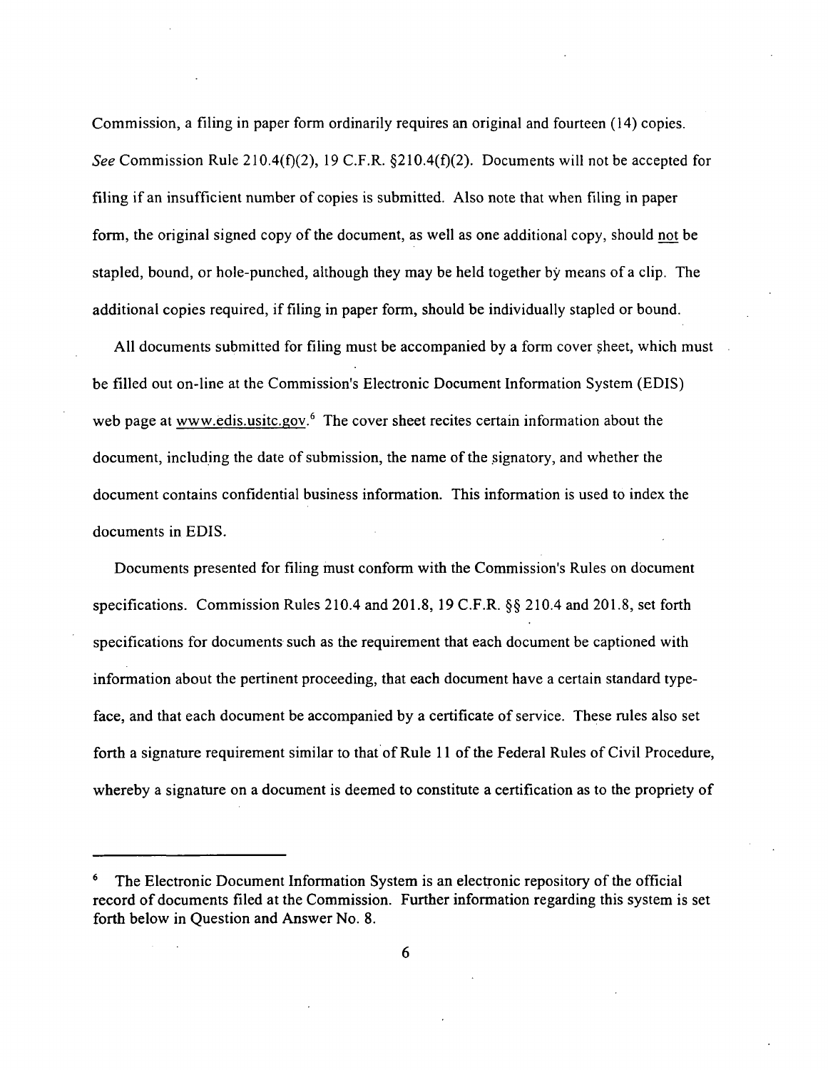Commission, a filing in paper form ordinarily requires an original and fourteen (14) copies. *See* Commission Rule 210.4(f)(2), 19 C.F.R. §210.4(f)(2). Documents will not be accepted for filing if an insufficient number of copies is submitted. Also note that when filing in paper form, the original signed copy of the document, as well as one additional copy, should not be stapled, bound, or hole-punched, although they may be held together by means of a clip. The additional copies required, if filing in paper form, should be individually stapled or bound.

All documents submitted for filing must be accompanied by a form cover sheet, which must be filled out on-line at the Commission's Electronic Document Information System (EDIS) web page at www.edis.usitc.gov.[6] The cover sheet recites certain information about the document, including the date of submission, the name of the signatory, and whether the document contains confidential business information. This information is used to index the documents in EDIS.

Documents presented for filing must conform with the Commission's Rules on document specifications. Commission Rules 210.4 and 201.8, 19 C.F.R. §§ 210.4 and 201.8, set forth specifications for documents such as the requirement that each document be captioned with information about the pertinent proceeding, that each document have a certain standard typeface, and that each document be accompanied by a certificate of service. These rules also set forth a signature requirement similar to that of Rule 11 of the Federal Rules of Civil Procedure, whereby a signature on a document is deemed to constitute a certification as to the propriety of

---

[6] The Electronic Document Information System is an electronic repository of the official record of documents filed at the Commission. Further information regarding this system is set forth below in Question and Answer No. 8.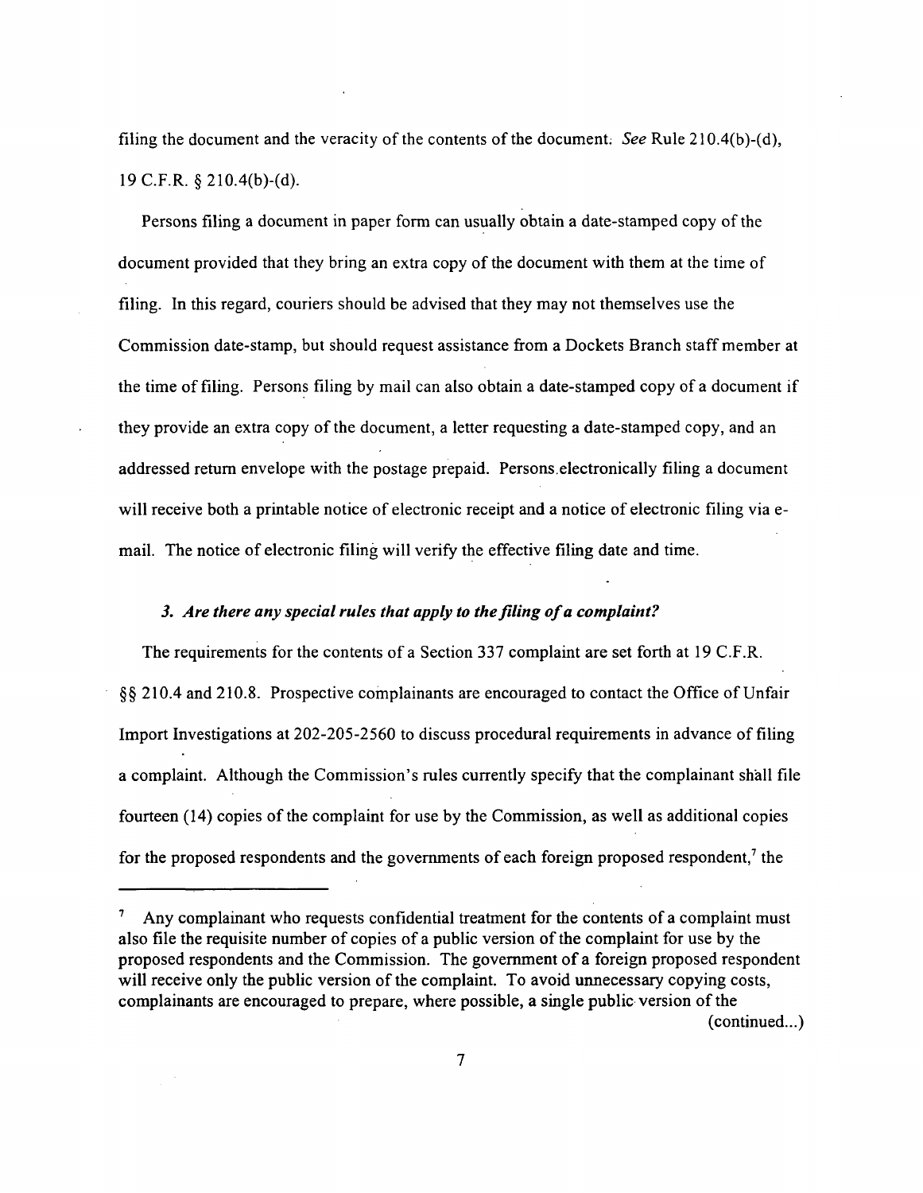filing the document and the veracity of the contents of the document. *See* Rule 210.4(b)-(d), 19 C.F.R. § 210.4(b)-(d).

Persons filing a document in paper form can usually obtain a date-stamped copy of the document provided that they bring an extra copy of the document with them at the time of filing. In this regard, couriers should be advised that they may not themselves use the Commission date-stamp, but should request assistance from a Dockets Branch staff member at the time of filing. Persons filing by mail can also obtain a date-stamped copy of a document if they provide an extra copy of the document, a letter requesting a date-stamped copy, and an addressed return envelope with the postage prepaid. Persons electronically filing a document will receive both a printable notice of electronic receipt and a notice of electronic filing via e-mail. The notice of electronic filing will verify the effective filing date and time.

### *3. Are there any special rules that apply to the filing of a complaint?*

The requirements for the contents of a Section 337 complaint are set forth at 19 C.F.R. §§ 210.4 and 210.8. Prospective complainants are encouraged to contact the Office of Unfair Import Investigations at 202-205-2560 to discuss procedural requirements in advance of filing a complaint. Although the Commission's rules currently specify that the complainant shall file fourteen (14) copies of the complaint for use by the Commission, as well as additional copies for the proposed respondents and the governments of each foreign proposed respondent,[7] the

---

[7] Any complainant who requests confidential treatment for the contents of a complaint must also file the requisite number of copies of a public version of the complaint for use by the proposed respondents and the Commission. The government of a foreign proposed respondent will receive only the public version of the complaint. To avoid unnecessary copying costs, complainants are encouraged to prepare, where possible, a single public version of the (continued...)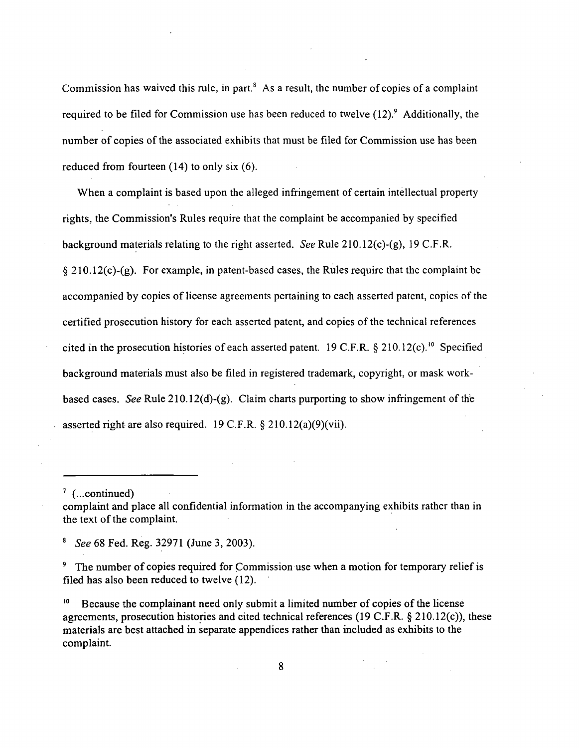Commission has waived this rule, in part.[8] As a result, the number of copies of a complaint required to be filed for Commission use has been reduced to twelve (12).[9] Additionally, the number of copies of the associated exhibits that must be filed for Commission use has been reduced from fourteen (14) to only six (6).

When a complaint is based upon the alleged infringement of certain intellectual property rights, the Commission's Rules require that the complaint be accompanied by specified background materials relating to the right asserted. *See* Rule 210.12(c)-(g), 19 C.F.R. § 210.12(c)-(g). For example, in patent-based cases, the Rules require that the complaint be accompanied by copies of license agreements pertaining to each asserted patent, copies of the certified prosecution history for each asserted patent, and copies of the technical references cited in the prosecution histories of each asserted patent. 19 C.F.R. § 210.12(c).[10] Specified background materials must also be filed in registered trademark, copyright, or mask work-based cases. *See* Rule 210.12(d)-(g). Claim charts purporting to show infringement of the asserted right are also required. 19 C.F.R. § 210.12(a)(9)(vii).

---

[7] (...continued)
complaint and place all confidential information in the accompanying exhibits rather than in the text of the complaint.

[8] *See* 68 Fed. Reg. 32971 (June 3, 2003).

[9] The number of copies required for Commission use when a motion for temporary relief is filed has also been reduced to twelve (12).

[10] Because the complainant need only submit a limited number of copies of the license agreements, prosecution histories and cited technical references (19 C.F.R. § 210.12(c)), these materials are best attached in separate appendices rather than included as exhibits to the complaint.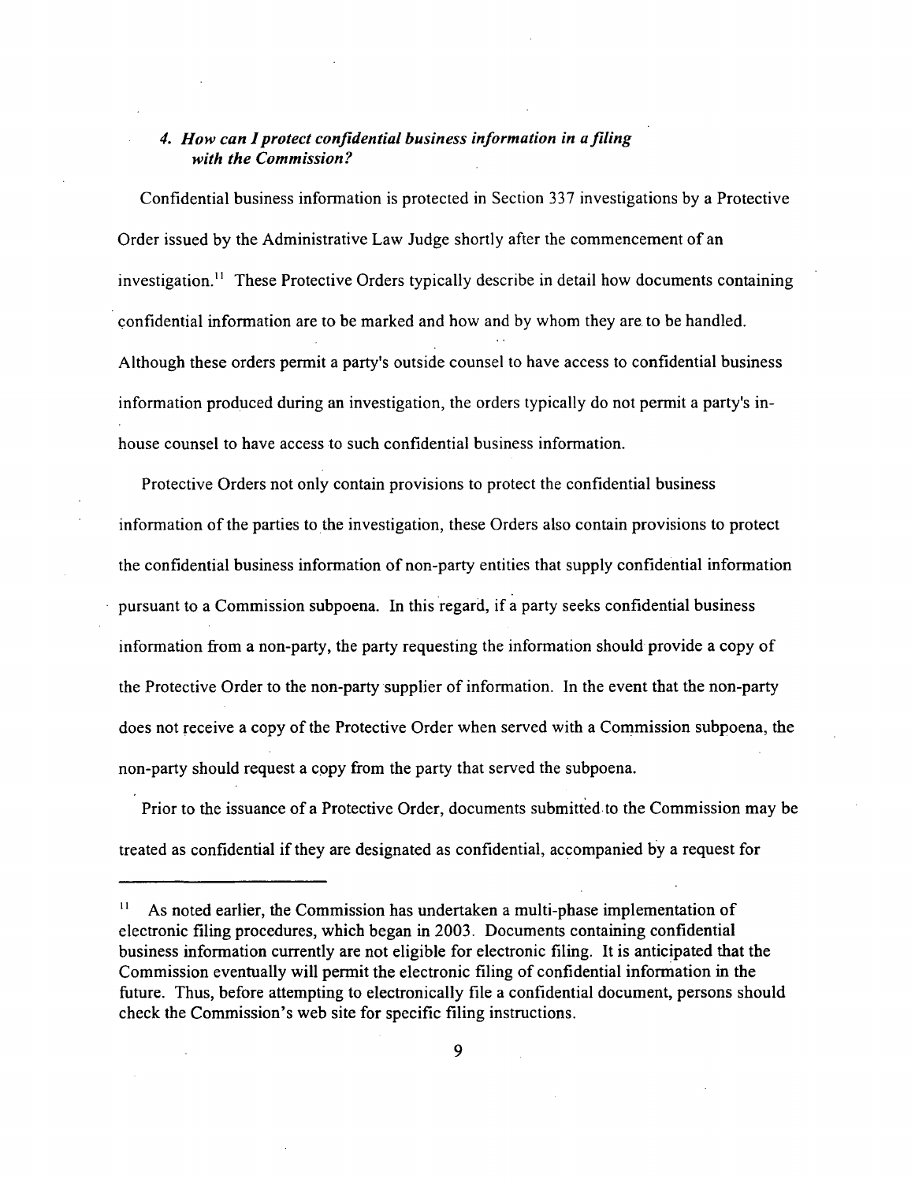### *4. How can I protect confidential business information in a filing with the Commission?*

Confidential business information is protected in Section 337 investigations by a Protective Order issued by the Administrative Law Judge shortly after the commencement of an investigation.[11] These Protective Orders typically describe in detail how documents containing confidential information are to be marked and how and by whom they are to be handled. Although these orders permit a party's outside counsel to have access to confidential business information produced during an investigation, the orders typically do not permit a party's in-house counsel to have access to such confidential business information.

Protective Orders not only contain provisions to protect the confidential business information of the parties to the investigation, these Orders also contain provisions to protect the confidential business information of non-party entities that supply confidential information pursuant to a Commission subpoena. In this regard, if a party seeks confidential business information from a non-party, the party requesting the information should provide a copy of the Protective Order to the non-party supplier of information. In the event that the non-party does not receive a copy of the Protective Order when served with a Commission subpoena, the non-party should request a copy from the party that served the subpoena.

Prior to the issuance of a Protective Order, documents submitted to the Commission may be treated as confidential if they are designated as confidential, accompanied by a request for

---

[11] As noted earlier, the Commission has undertaken a multi-phase implementation of electronic filing procedures, which began in 2003. Documents containing confidential business information currently are not eligible for electronic filing. It is anticipated that the Commission eventually will permit the electronic filing of confidential information in the future. Thus, before attempting to electronically file a confidential document, persons should check the Commission's web site for specific filing instructions.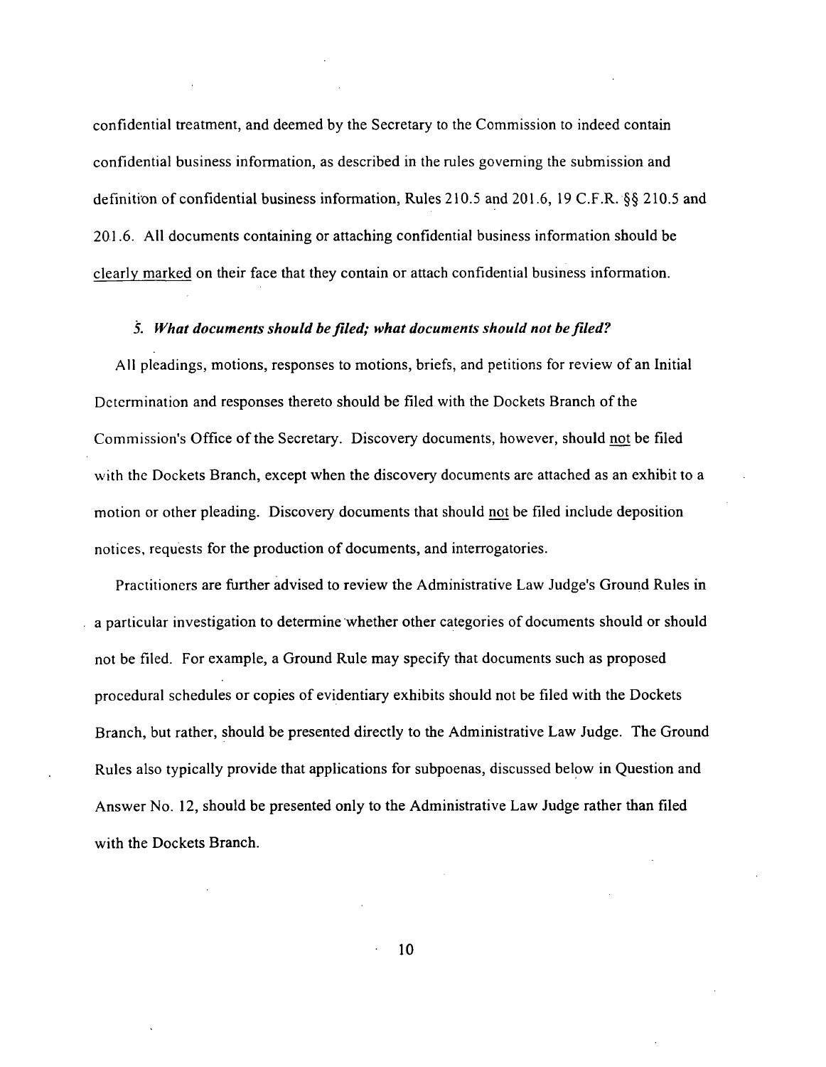confidential treatment, and deemed by the Secretary to the Commission to indeed contain confidential business information, as described in the rules governing the submission and definition of confidential business information, Rules 210.5 and 201.6, 19 C.F.R. §§ 210.5 and 201.6. All documents containing or attaching confidential business information should be clearly marked on their face that they contain or attach confidential business information.

### *5. What documents should be filed; what documents should not be filed?*

All pleadings, motions, responses to motions, briefs, and petitions for review of an Initial Determination and responses thereto should be filed with the Dockets Branch of the Commission's Office of the Secretary. Discovery documents, however, should not be filed with the Dockets Branch, except when the discovery documents are attached as an exhibit to a motion or other pleading. Discovery documents that should not be filed include deposition notices, requests for the production of documents, and interrogatories.

Practitioners are further advised to review the Administrative Law Judge's Ground Rules in a particular investigation to determine whether other categories of documents should or should not be filed. For example, a Ground Rule may specify that documents such as proposed procedural schedules or copies of evidentiary exhibits should not be filed with the Dockets Branch, but rather, should be presented directly to the Administrative Law Judge. The Ground Rules also typically provide that applications for subpoenas, discussed below in Question and Answer No. 12, should be presented only to the Administrative Law Judge rather than filed with the Dockets Branch.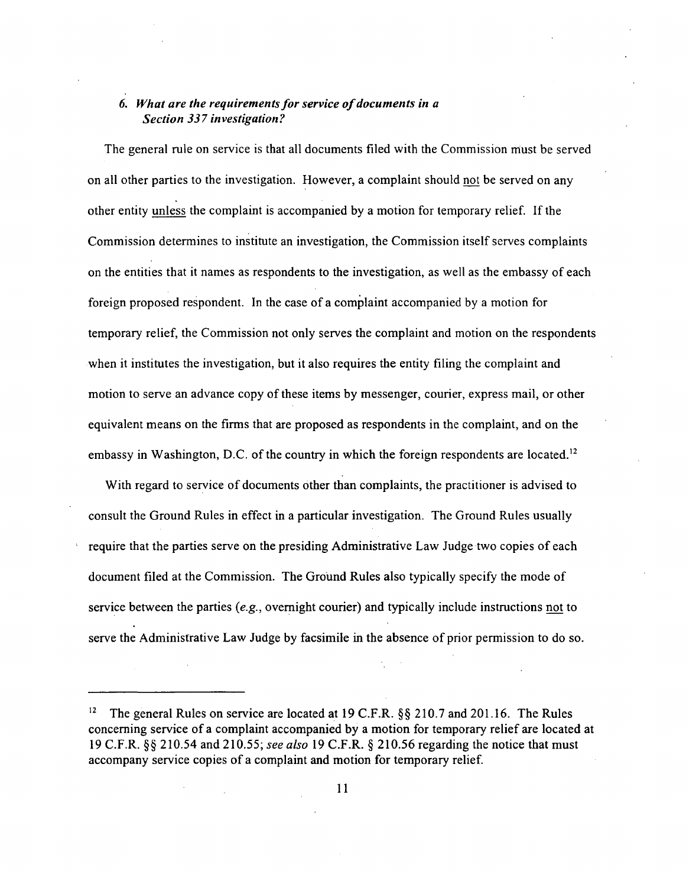### *6. What are the requirements for service of documents in a Section 337 investigation?*

The general rule on service is that all documents filed with the Commission must be served on all other parties to the investigation. However, a complaint should not be served on any other entity unless the complaint is accompanied by a motion for temporary relief. If the Commission determines to institute an investigation, the Commission itself serves complaints on the entities that it names as respondents to the investigation, as well as the embassy of each foreign proposed respondent. In the case of a complaint accompanied by a motion for temporary relief, the Commission not only serves the complaint and motion on the respondents when it institutes the investigation, but it also requires the entity filing the complaint and motion to serve an advance copy of these items by messenger, courier, express mail, or other equivalent means on the firms that are proposed as respondents in the complaint, and on the embassy in Washington, D.C. of the country in which the foreign respondents are located.[12]

With regard to service of documents other than complaints, the practitioner is advised to consult the Ground Rules in effect in a particular investigation. The Ground Rules usually require that the parties serve on the presiding Administrative Law Judge two copies of each document filed at the Commission. The Ground Rules also typically specify the mode of service between the parties (*e.g.*, overnight courier) and typically include instructions not to serve the Administrative Law Judge by facsimile in the absence of prior permission to do so.

---

[12] The general Rules on service are located at 19 C.F.R. §§ 210.7 and 201.16. The Rules concerning service of a complaint accompanied by a motion for temporary relief are located at 19 C.F.R. §§ 210.54 and 210.55; *see also* 19 C.F.R. § 210.56 regarding the notice that must accompany service copies of a complaint and motion for temporary relief.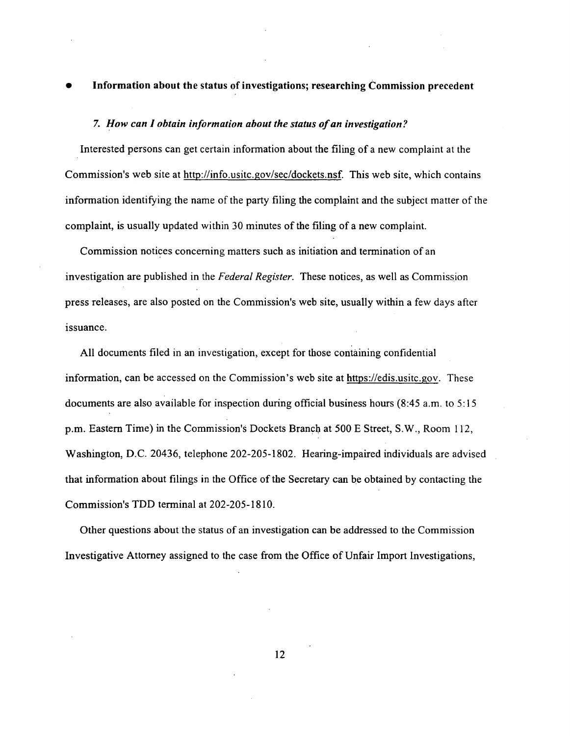- **Information about the status of investigations; researching Commission precedent**

### *7. How can I obtain information about the status of an investigation?*

Interested persons can get certain information about the filing of a new complaint at the Commission's web site at http://info.usitc.gov/sec/dockets.nsf. This web site, which contains information identifying the name of the party filing the complaint and the subject matter of the complaint, is usually updated within 30 minutes of the filing of a new complaint.

Commission notices concerning matters such as initiation and termination of an investigation are published in the *Federal Register*. These notices, as well as Commission press releases, are also posted on the Commission's web site, usually within a few days after issuance.

All documents filed in an investigation, except for those containing confidential information, can be accessed on the Commission's web site at https://edis.usitc.gov. These documents are also available for inspection during official business hours (8:45 a.m. to 5:15 p.m. Eastern Time) in the Commission's Dockets Branch at 500 E Street, S.W., Room 112, Washington, D.C. 20436, telephone 202-205-1802. Hearing-impaired individuals are advised that information about filings in the Office of the Secretary can be obtained by contacting the Commission's TDD terminal at 202-205-1810.

Other questions about the status of an investigation can be addressed to the Commission Investigative Attorney assigned to the case from the Office of Unfair Import Investigations,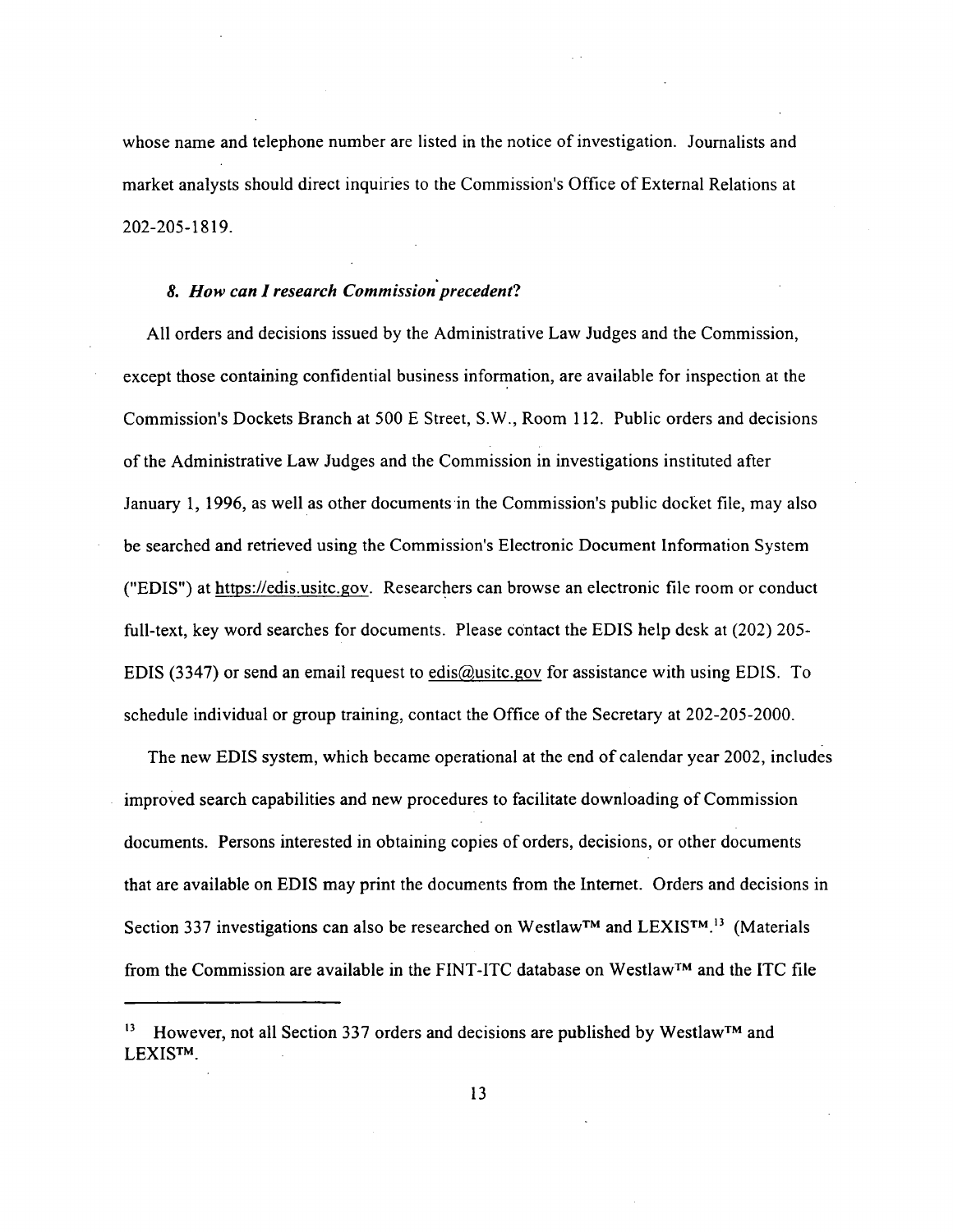whose name and telephone number are listed in the notice of investigation. Journalists and market analysts should direct inquiries to the Commission's Office of External Relations at 202-205-1819.

### *8. How can I research Commission precedent?*

All orders and decisions issued by the Administrative Law Judges and the Commission, except those containing confidential business information, are available for inspection at the Commission's Dockets Branch at 500 E Street, S.W., Room 112. Public orders and decisions of the Administrative Law Judges and the Commission in investigations instituted after January 1, 1996, as well as other documents in the Commission's public docket file, may also be searched and retrieved using the Commission's Electronic Document Information System ("EDIS") at https://edis.usitc.gov. Researchers can browse an electronic file room or conduct full-text, key word searches for documents. Please contact the EDIS help desk at (202) 205-EDIS (3347) or send an email request to edis@usitc.gov for assistance with using EDIS. To schedule individual or group training, contact the Office of the Secretary at 202-205-2000.

The new EDIS system, which became operational at the end of calendar year 2002, includes improved search capabilities and new procedures to facilitate downloading of Commission documents. Persons interested in obtaining copies of orders, decisions, or other documents that are available on EDIS may print the documents from the Internet. Orders and decisions in Section 337 investigations can also be researched on Westlaw™ and LEXIS™.[13] (Materials from the Commission are available in the FINT-ITC database on Westlaw™ and the ITC file

---

[13] However, not all Section 337 orders and decisions are published by Westlaw™ and LEXIS™.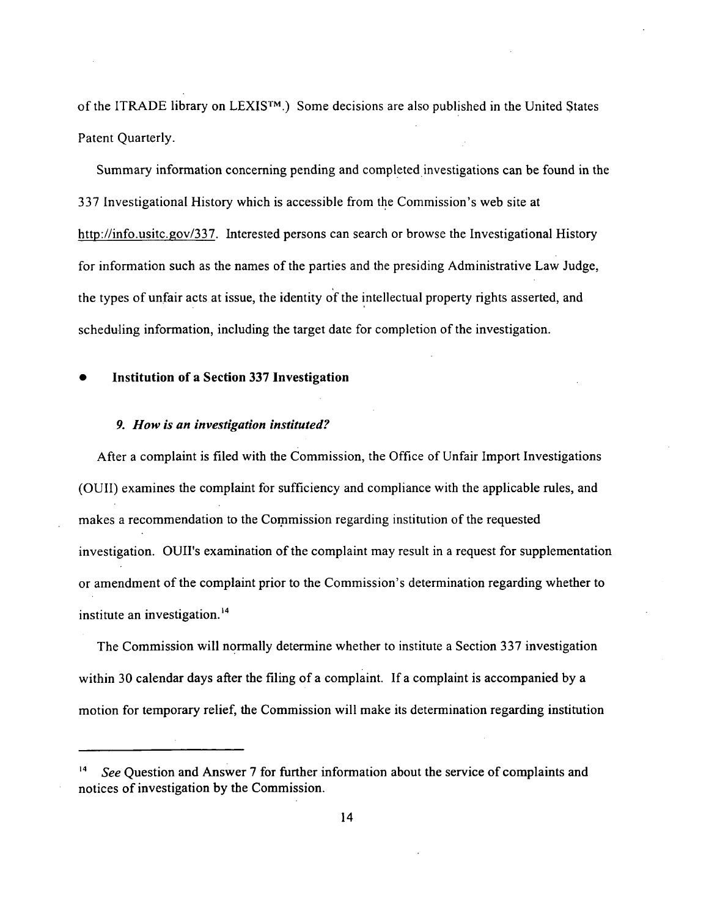of the ITRADE library on LEXIS™.) Some decisions are also published in the United States Patent Quarterly.

Summary information concerning pending and completed investigations can be found in the 337 Investigational History which is accessible from the Commission's web site at http://info.usitc.gov/337. Interested persons can search or browse the Investigational History for information such as the names of the parties and the presiding Administrative Law Judge, the types of unfair acts at issue, the identity of the intellectual property rights asserted, and scheduling information, including the target date for completion of the investigation.

- **Institution of a Section 337 Investigation**

### *9. How is an investigation instituted?*

After a complaint is filed with the Commission, the Office of Unfair Import Investigations (OUII) examines the complaint for sufficiency and compliance with the applicable rules, and makes a recommendation to the Commission regarding institution of the requested investigation. OUII's examination of the complaint may result in a request for supplementation or amendment of the complaint prior to the Commission's determination regarding whether to institute an investigation.[14]

The Commission will normally determine whether to institute a Section 337 investigation within 30 calendar days after the filing of a complaint. If a complaint is accompanied by a motion for temporary relief, the Commission will make its determination regarding institution

---

[14] *See* Question and Answer 7 for further information about the service of complaints and notices of investigation by the Commission.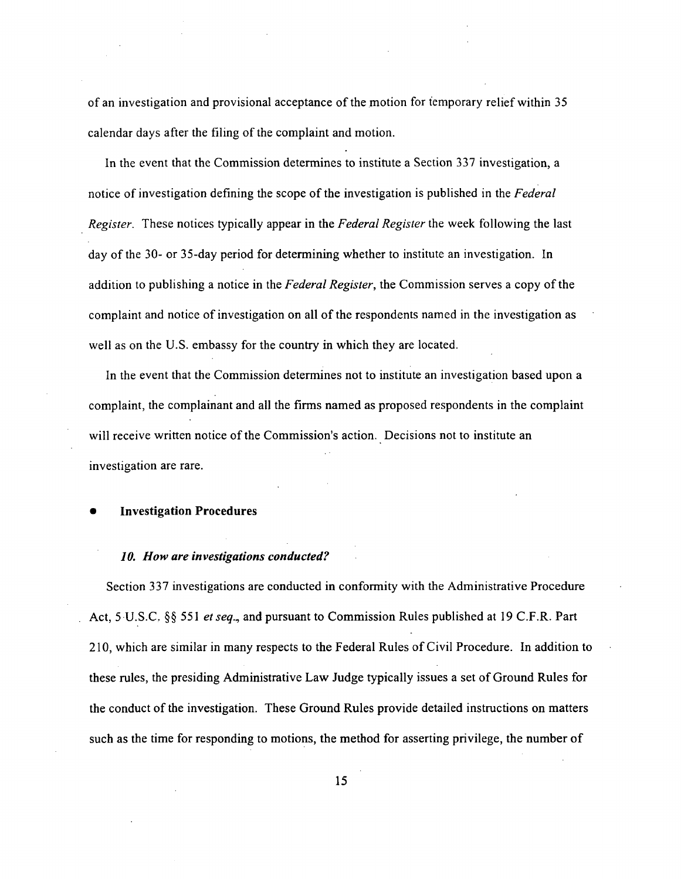of an investigation and provisional acceptance of the motion for temporary relief within 35 calendar days after the filing of the complaint and motion.

In the event that the Commission determines to institute a Section 337 investigation, a notice of investigation defining the scope of the investigation is published in the *Federal Register*. These notices typically appear in the *Federal Register* the week following the last day of the 30- or 35-day period for determining whether to institute an investigation. In addition to publishing a notice in the *Federal Register*, the Commission serves a copy of the complaint and notice of investigation on all of the respondents named in the investigation as well as on the U.S. embassy for the country in which they are located.

In the event that the Commission determines not to institute an investigation based upon a complaint, the complainant and all the firms named as proposed respondents in the complaint will receive written notice of the Commission's action. Decisions not to institute an investigation are rare.

- **Investigation Procedures**

### *10. How are investigations conducted?*

Section 337 investigations are conducted in conformity with the Administrative Procedure Act, 5 U.S.C. §§ 551 *et seq.*, and pursuant to Commission Rules published at 19 C.F.R. Part 210, which are similar in many respects to the Federal Rules of Civil Procedure. In addition to these rules, the presiding Administrative Law Judge typically issues a set of Ground Rules for the conduct of the investigation. These Ground Rules provide detailed instructions on matters such as the time for responding to motions, the method for asserting privilege, the number of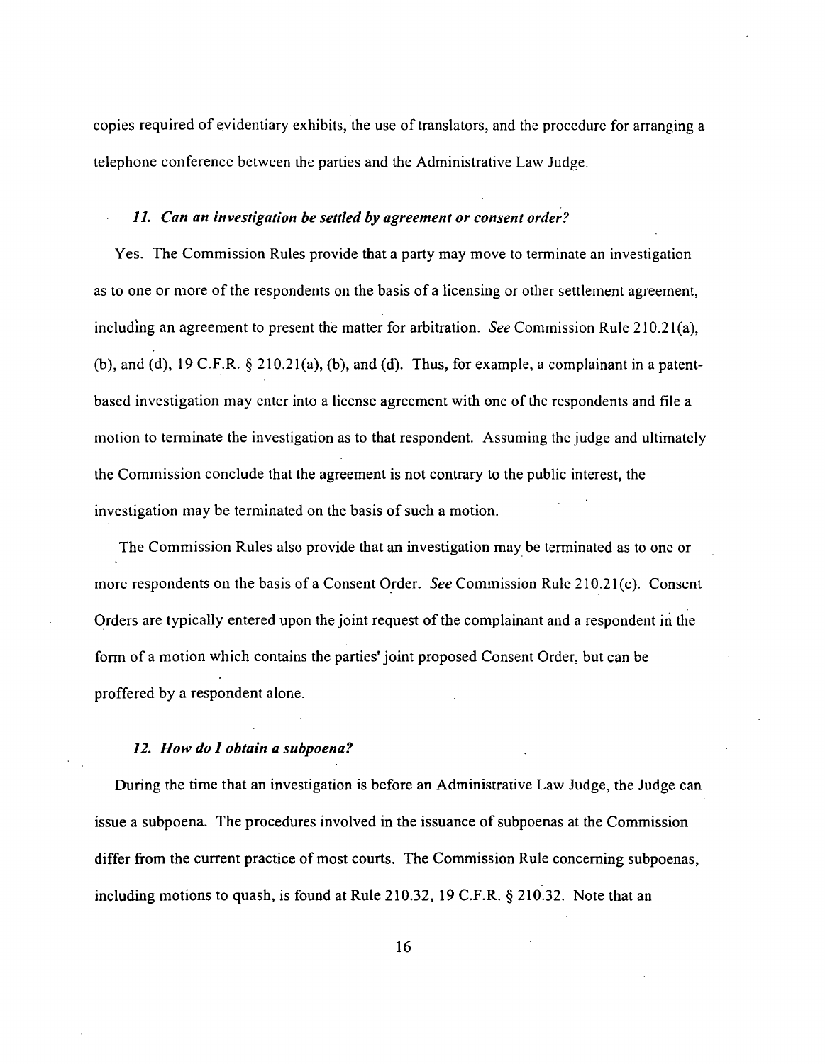copies required of evidentiary exhibits, the use of translators, and the procedure for arranging a telephone conference between the parties and the Administrative Law Judge.

### *11. Can an investigation be settled by agreement or consent order?*

Yes. The Commission Rules provide that a party may move to terminate an investigation as to one or more of the respondents on the basis of a licensing or other settlement agreement, including an agreement to present the matter for arbitration. *See* Commission Rule 210.21(a), (b), and (d), 19 C.F.R. § 210.21(a), (b), and (d). Thus, for example, a complainant in a patent-based investigation may enter into a license agreement with one of the respondents and file a motion to terminate the investigation as to that respondent. Assuming the judge and ultimately the Commission conclude that the agreement is not contrary to the public interest, the investigation may be terminated on the basis of such a motion.

The Commission Rules also provide that an investigation may be terminated as to one or more respondents on the basis of a Consent Order. *See* Commission Rule 210.21(c). Consent Orders are typically entered upon the joint request of the complainant and a respondent in the form of a motion which contains the parties' joint proposed Consent Order, but can be proffered by a respondent alone.

### *12. How do I obtain a subpoena?*

During the time that an investigation is before an Administrative Law Judge, the Judge can issue a subpoena. The procedures involved in the issuance of subpoenas at the Commission differ from the current practice of most courts. The Commission Rule concerning subpoenas, including motions to quash, is found at Rule 210.32, 19 C.F.R. § 210.32. Note that an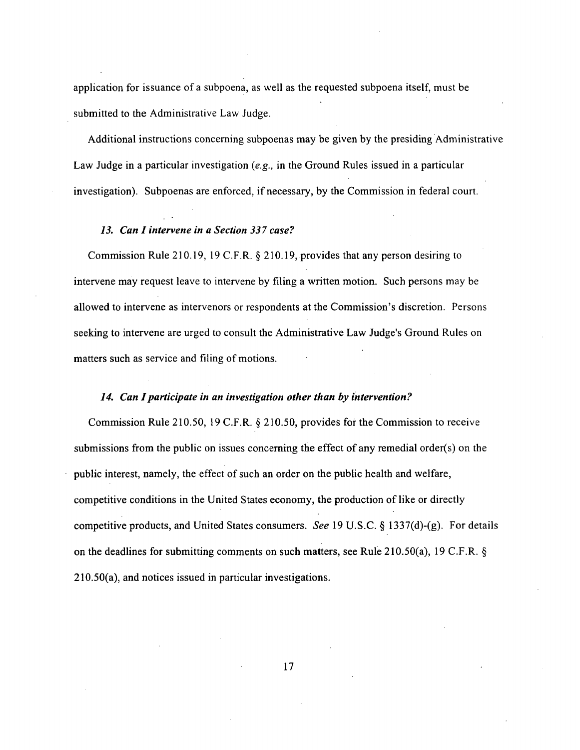application for issuance of a subpoena, as well as the requested subpoena itself, must be submitted to the Administrative Law Judge.

Additional instructions concerning subpoenas may be given by the presiding Administrative Law Judge in a particular investigation (*e.g.*, in the Ground Rules issued in a particular investigation). Subpoenas are enforced, if necessary, by the Commission in federal court.

### *13. Can I intervene in a Section 337 case?*

Commission Rule 210.19, 19 C.F.R. § 210.19, provides that any person desiring to intervene may request leave to intervene by filing a written motion. Such persons may be allowed to intervene as intervenors or respondents at the Commission's discretion. Persons seeking to intervene are urged to consult the Administrative Law Judge's Ground Rules on matters such as service and filing of motions.

### *14. Can I participate in an investigation other than by intervention?*

Commission Rule 210.50, 19 C.F.R. § 210.50, provides for the Commission to receive submissions from the public on issues concerning the effect of any remedial order(s) on the public interest, namely, the effect of such an order on the public health and welfare, competitive conditions in the United States economy, the production of like or directly competitive products, and United States consumers. *See* 19 U.S.C. § 1337(d)-(g). For details on the deadlines for submitting comments on such matters, see Rule 210.50(a), 19 C.F.R. § 210.50(a), and notices issued in particular investigations.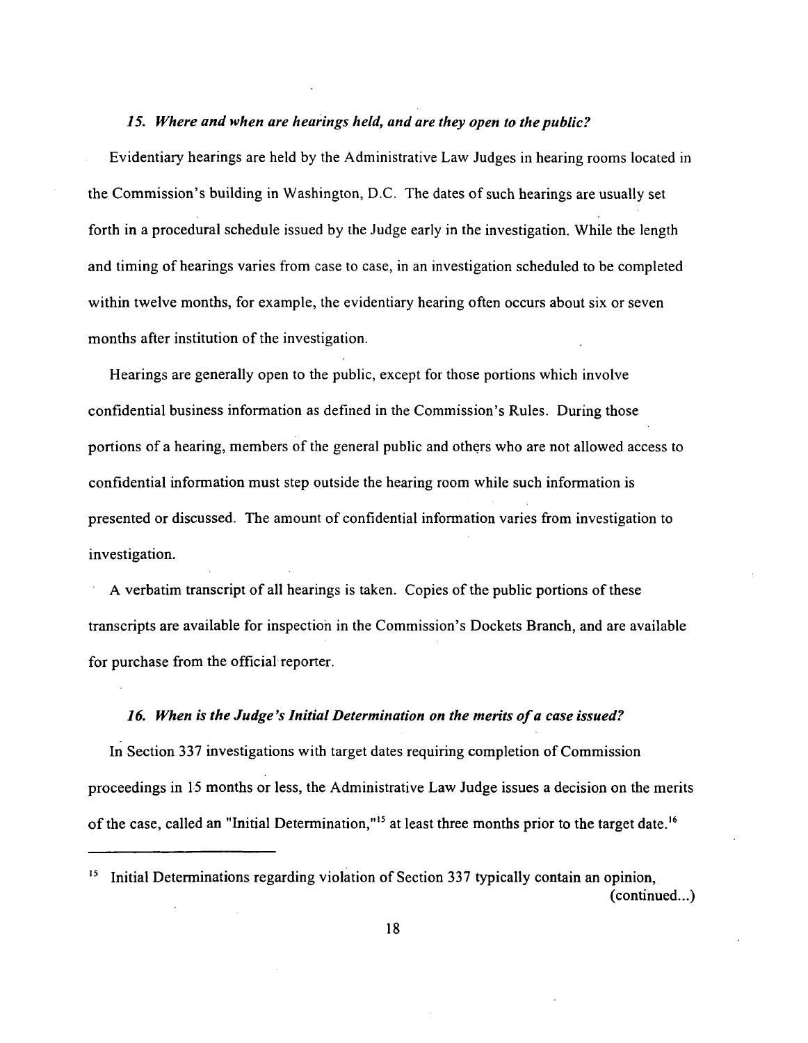### *15. Where and when are hearings held, and are they open to the public?*

Evidentiary hearings are held by the Administrative Law Judges in hearing rooms located in the Commission's building in Washington, D.C. The dates of such hearings are usually set forth in a procedural schedule issued by the Judge early in the investigation. While the length and timing of hearings varies from case to case, in an investigation scheduled to be completed within twelve months, for example, the evidentiary hearing often occurs about six or seven months after institution of the investigation.

Hearings are generally open to the public, except for those portions which involve confidential business information as defined in the Commission's Rules. During those portions of a hearing, members of the general public and others who are not allowed access to confidential information must step outside the hearing room while such information is presented or discussed. The amount of confidential information varies from investigation to investigation.

A verbatim transcript of all hearings is taken. Copies of the public portions of these transcripts are available for inspection in the Commission's Dockets Branch, and are available for purchase from the official reporter.

### *16. When is the Judge's Initial Determination on the merits of a case issued?*

In Section 337 investigations with target dates requiring completion of Commission proceedings in 15 months or less, the Administrative Law Judge issues a decision on the merits of the case, called an "Initial Determination,"[15] at least three months prior to the target date.[16]

---

[15] Initial Determinations regarding violation of Section 337 typically contain an opinion, (continued...)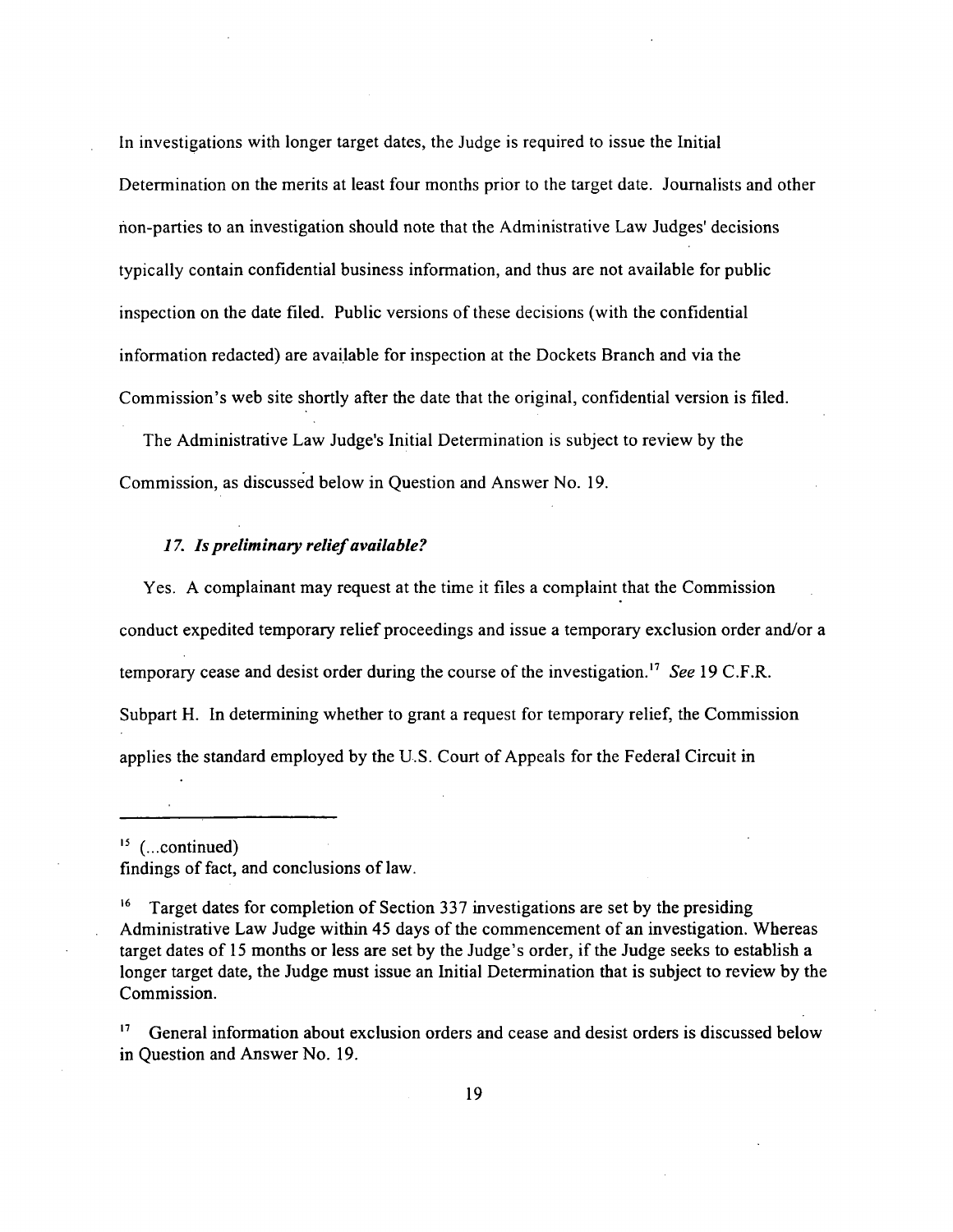In investigations with longer target dates, the Judge is required to issue the Initial Determination on the merits at least four months prior to the target date. Journalists and other non-parties to an investigation should note that the Administrative Law Judges' decisions typically contain confidential business information, and thus are not available for public inspection on the date filed. Public versions of these decisions (with the confidential information redacted) are available for inspection at the Dockets Branch and via the Commission's web site shortly after the date that the original, confidential version is filed.

The Administrative Law Judge's Initial Determination is subject to review by the Commission, as discussed below in Question and Answer No. 19.

### *17. Is preliminary relief available?*

Yes. A complainant may request at the time it files a complaint that the Commission conduct expedited temporary relief proceedings and issue a temporary exclusion order and/or a temporary cease and desist order during the course of the investigation.[17] *See* 19 C.F.R. Subpart H. In determining whether to grant a request for temporary relief, the Commission applies the standard employed by the U.S. Court of Appeals for the Federal Circuit in

---

[15] (...continued)
findings of fact, and conclusions of law.

[16] Target dates for completion of Section 337 investigations are set by the presiding Administrative Law Judge within 45 days of the commencement of an investigation. Whereas target dates of 15 months or less are set by the Judge's order, if the Judge seeks to establish a longer target date, the Judge must issue an Initial Determination that is subject to review by the Commission.

[17] General information about exclusion orders and cease and desist orders is discussed below in Question and Answer No. 19.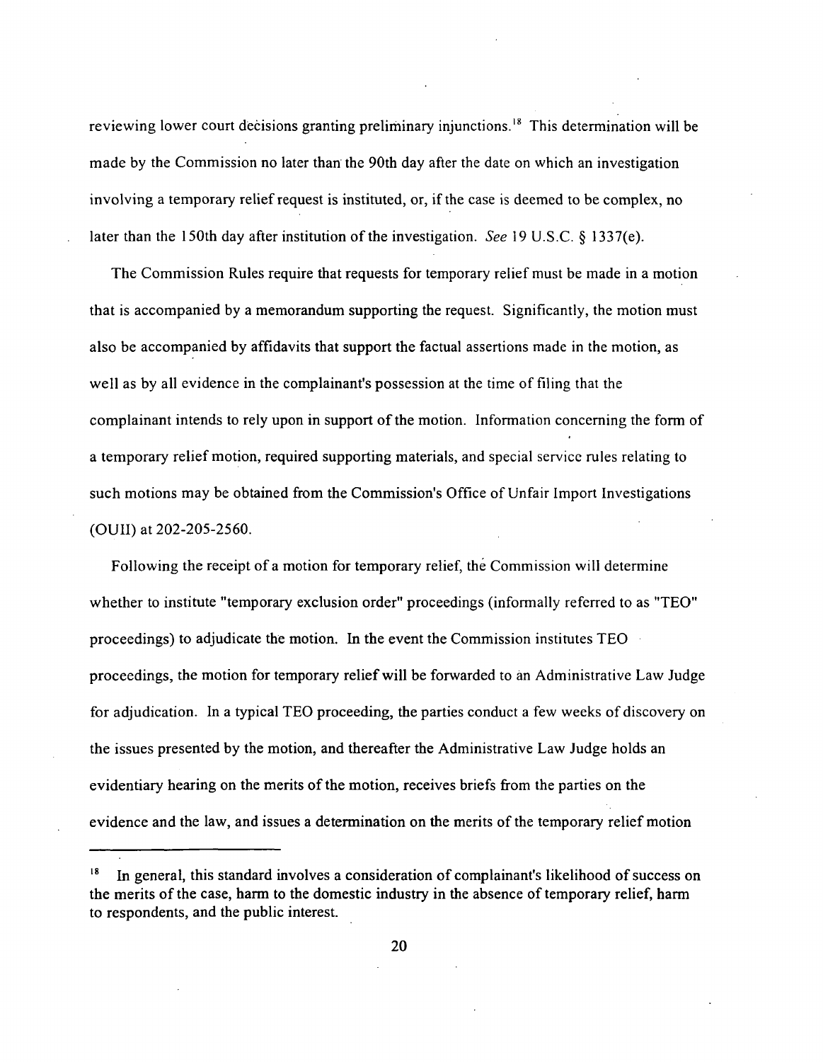reviewing lower court decisions granting preliminary injunctions.[18] This determination will be made by the Commission no later than the 90th day after the date on which an investigation involving a temporary relief request is instituted, or, if the case is deemed to be complex, no later than the 150th day after institution of the investigation. *See* 19 U.S.C. § 1337(e).

The Commission Rules require that requests for temporary relief must be made in a motion that is accompanied by a memorandum supporting the request. Significantly, the motion must also be accompanied by affidavits that support the factual assertions made in the motion, as well as by all evidence in the complainant's possession at the time of filing that the complainant intends to rely upon in support of the motion. Information concerning the form of a temporary relief motion, required supporting materials, and special service rules relating to such motions may be obtained from the Commission's Office of Unfair Import Investigations (OUII) at 202-205-2560.

Following the receipt of a motion for temporary relief, the Commission will determine whether to institute "temporary exclusion order" proceedings (informally referred to as "TEO" proceedings) to adjudicate the motion. In the event the Commission institutes TEO proceedings, the motion for temporary relief will be forwarded to an Administrative Law Judge for adjudication. In a typical TEO proceeding, the parties conduct a few weeks of discovery on the issues presented by the motion, and thereafter the Administrative Law Judge holds an evidentiary hearing on the merits of the motion, receives briefs from the parties on the evidence and the law, and issues a determination on the merits of the temporary relief motion

---

[18] In general, this standard involves a consideration of complainant's likelihood of success on the merits of the case, harm to the domestic industry in the absence of temporary relief, harm to respondents, and the public interest.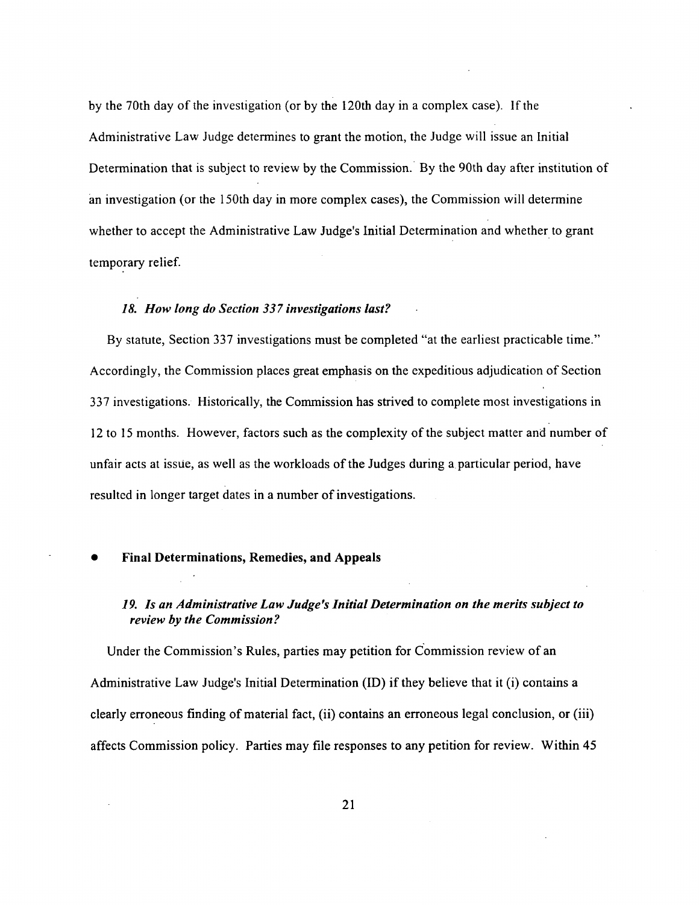by the 70th day of the investigation (or by the 120th day in a complex case). If the Administrative Law Judge determines to grant the motion, the Judge will issue an Initial Determination that is subject to review by the Commission. By the 90th day after institution of an investigation (or the 150th day in more complex cases), the Commission will determine whether to accept the Administrative Law Judge's Initial Determination and whether to grant temporary relief.

### *18. How long do Section 337 investigations last?*

By statute, Section 337 investigations must be completed "at the earliest practicable time." Accordingly, the Commission places great emphasis on the expeditious adjudication of Section 337 investigations. Historically, the Commission has strived to complete most investigations in 12 to 15 months. However, factors such as the complexity of the subject matter and number of unfair acts at issue, as well as the workloads of the Judges during a particular period, have resulted in longer target dates in a number of investigations.

## • Final Determinations, Remedies, and Appeals

### *19. Is an Administrative Law Judge's Initial Determination on the merits subject to review by the Commission?*

Under the Commission's Rules, parties may petition for Commission review of an Administrative Law Judge's Initial Determination (ID) if they believe that it (i) contains a clearly erroneous finding of material fact, (ii) contains an erroneous legal conclusion, or (iii) affects Commission policy. Parties may file responses to any petition for review. Within 45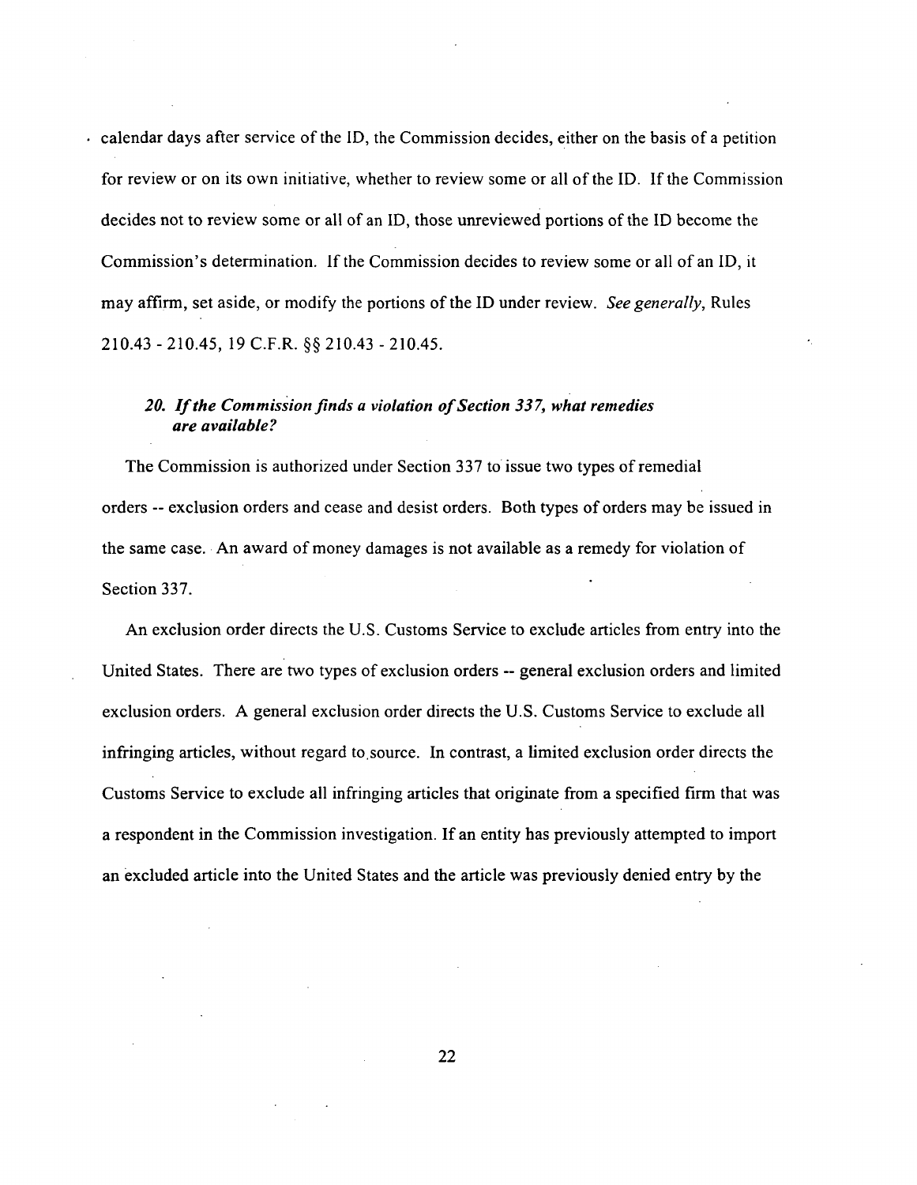calendar days after service of the ID, the Commission decides, either on the basis of a petition for review or on its own initiative, whether to review some or all of the ID. If the Commission decides not to review some or all of an ID, those unreviewed portions of the ID become the Commission's determination. If the Commission decides to review some or all of an ID, it may affirm, set aside, or modify the portions of the ID under review. *See generally*, Rules 210.43 - 210.45, 19 C.F.R. §§ 210.43 - 210.45.

### *20. If the Commission finds a violation of Section 337, what remedies are available?*

The Commission is authorized under Section 337 to issue two types of remedial orders -- exclusion orders and cease and desist orders. Both types of orders may be issued in the same case. An award of money damages is not available as a remedy for violation of Section 337.

An exclusion order directs the U.S. Customs Service to exclude articles from entry into the United States. There are two types of exclusion orders -- general exclusion orders and limited exclusion orders. A general exclusion order directs the U.S. Customs Service to exclude all infringing articles, without regard to source. In contrast, a limited exclusion order directs the Customs Service to exclude all infringing articles that originate from a specified firm that was a respondent in the Commission investigation. If an entity has previously attempted to import an excluded article into the United States and the article was previously denied entry by the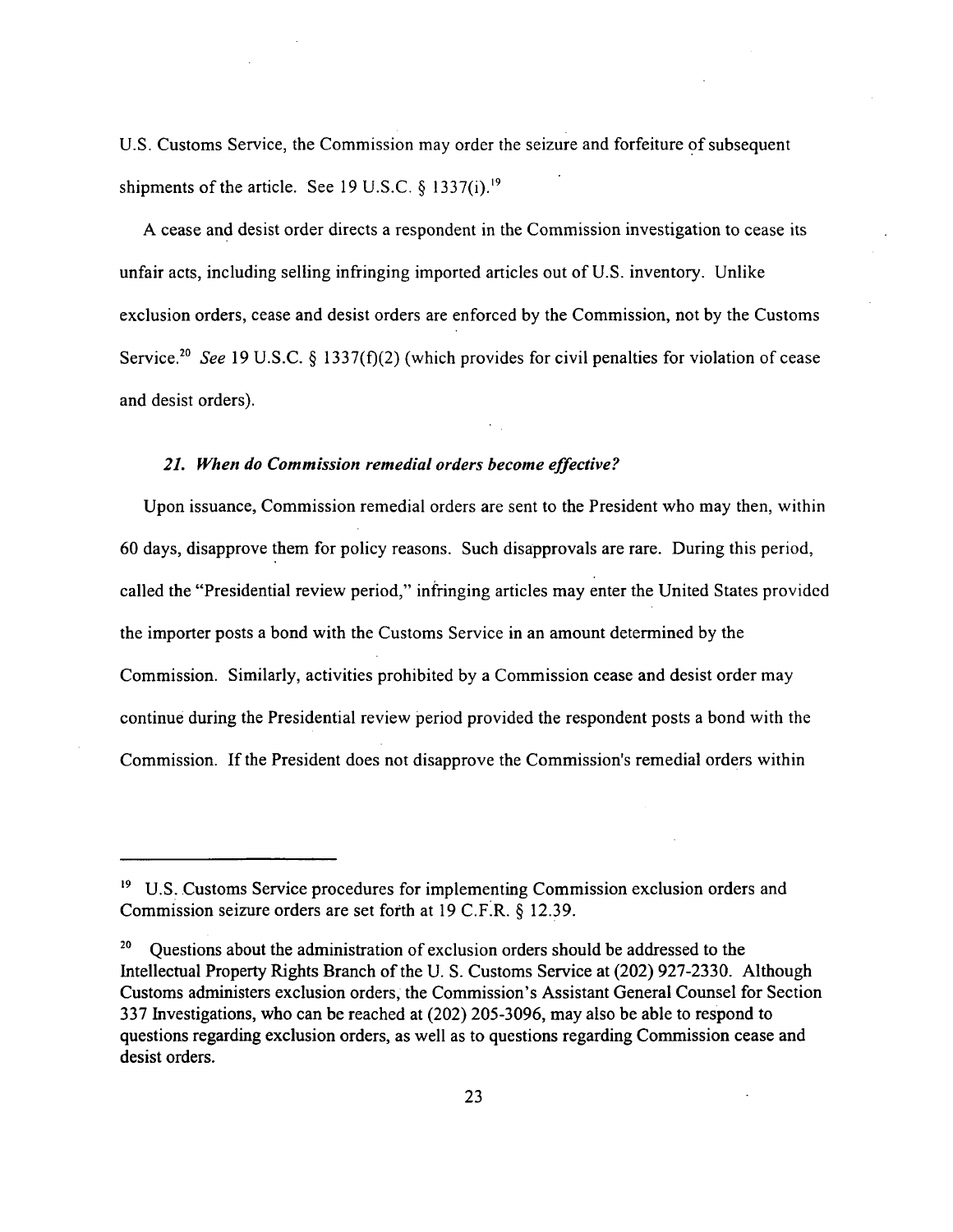U.S. Customs Service, the Commission may order the seizure and forfeiture of subsequent shipments of the article. See 19 U.S.C. § 1337(i).[19]

A cease and desist order directs a respondent in the Commission investigation to cease its unfair acts, including selling infringing imported articles out of U.S. inventory. Unlike exclusion orders, cease and desist orders are enforced by the Commission, not by the Customs Service.[20] *See* 19 U.S.C. § 1337(f)(2) (which provides for civil penalties for violation of cease and desist orders).

### *21. When do Commission remedial orders become effective?*

Upon issuance, Commission remedial orders are sent to the President who may then, within 60 days, disapprove them for policy reasons. Such disapprovals are rare. During this period, called the "Presidential review period," infringing articles may enter the United States provided the importer posts a bond with the Customs Service in an amount determined by the Commission. Similarly, activities prohibited by a Commission cease and desist order may continue during the Presidential review period provided the respondent posts a bond with the Commission. If the President does not disapprove the Commission's remedial orders within

---

[19] U.S. Customs Service procedures for implementing Commission exclusion orders and Commission seizure orders are set forth at 19 C.F.R. § 12.39.

[20] Questions about the administration of exclusion orders should be addressed to the Intellectual Property Rights Branch of the U. S. Customs Service at (202) 927-2330. Although Customs administers exclusion orders, the Commission's Assistant General Counsel for Section 337 Investigations, who can be reached at (202) 205-3096, may also be able to respond to questions regarding exclusion orders, as well as to questions regarding Commission cease and desist orders.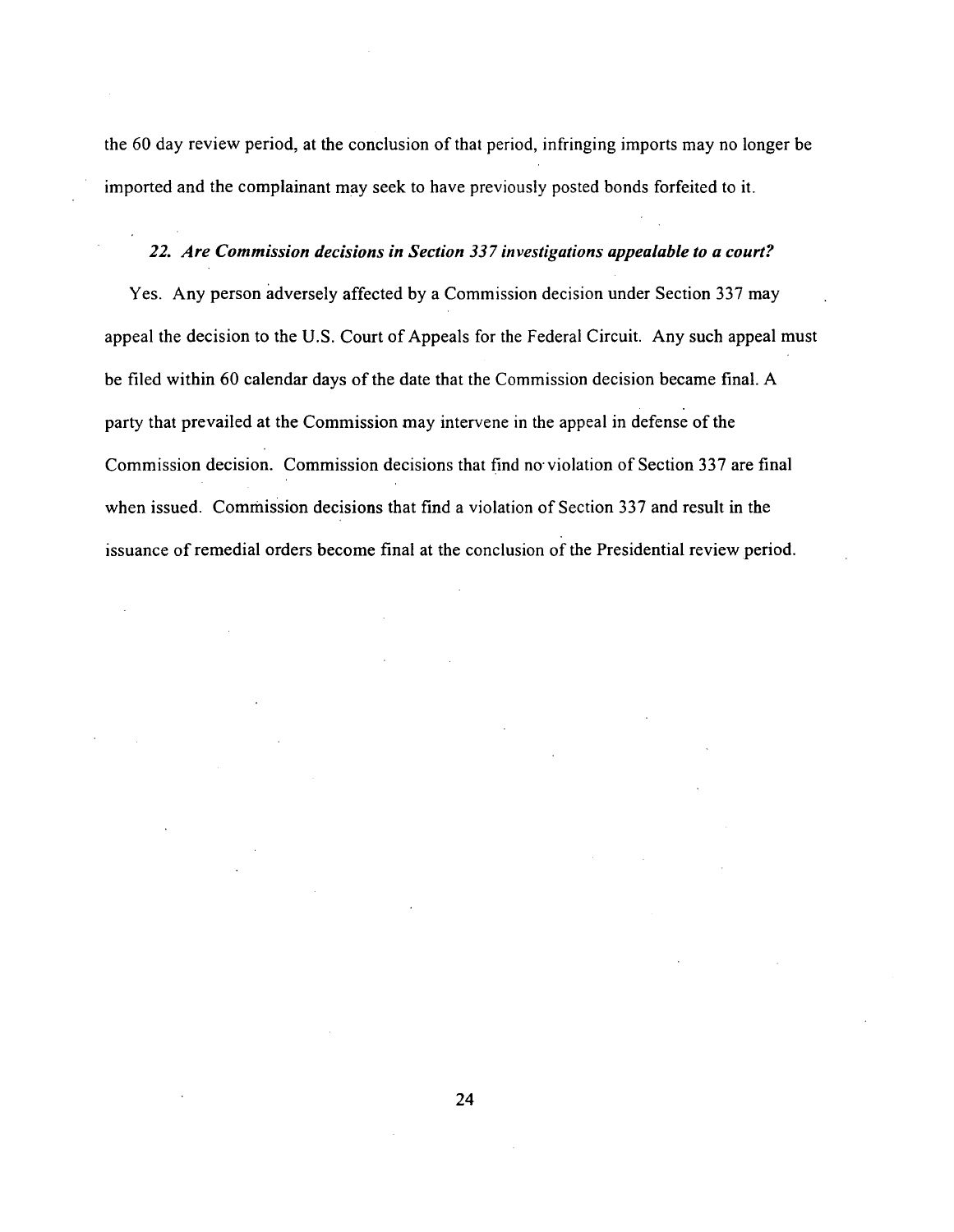the 60 day review period, at the conclusion of that period, infringing imports may no longer be imported and the complainant may seek to have previously posted bonds forfeited to it.

### *22. Are Commission decisions in Section 337 investigations appealable to a court?*

Yes. Any person adversely affected by a Commission decision under Section 337 may appeal the decision to the U.S. Court of Appeals for the Federal Circuit. Any such appeal must be filed within 60 calendar days of the date that the Commission decision became final. A party that prevailed at the Commission may intervene in the appeal in defense of the Commission decision. Commission decisions that find no violation of Section 337 are final when issued. Commission decisions that find a violation of Section 337 and result in the issuance of remedial orders become final at the conclusion of the Presidential review period.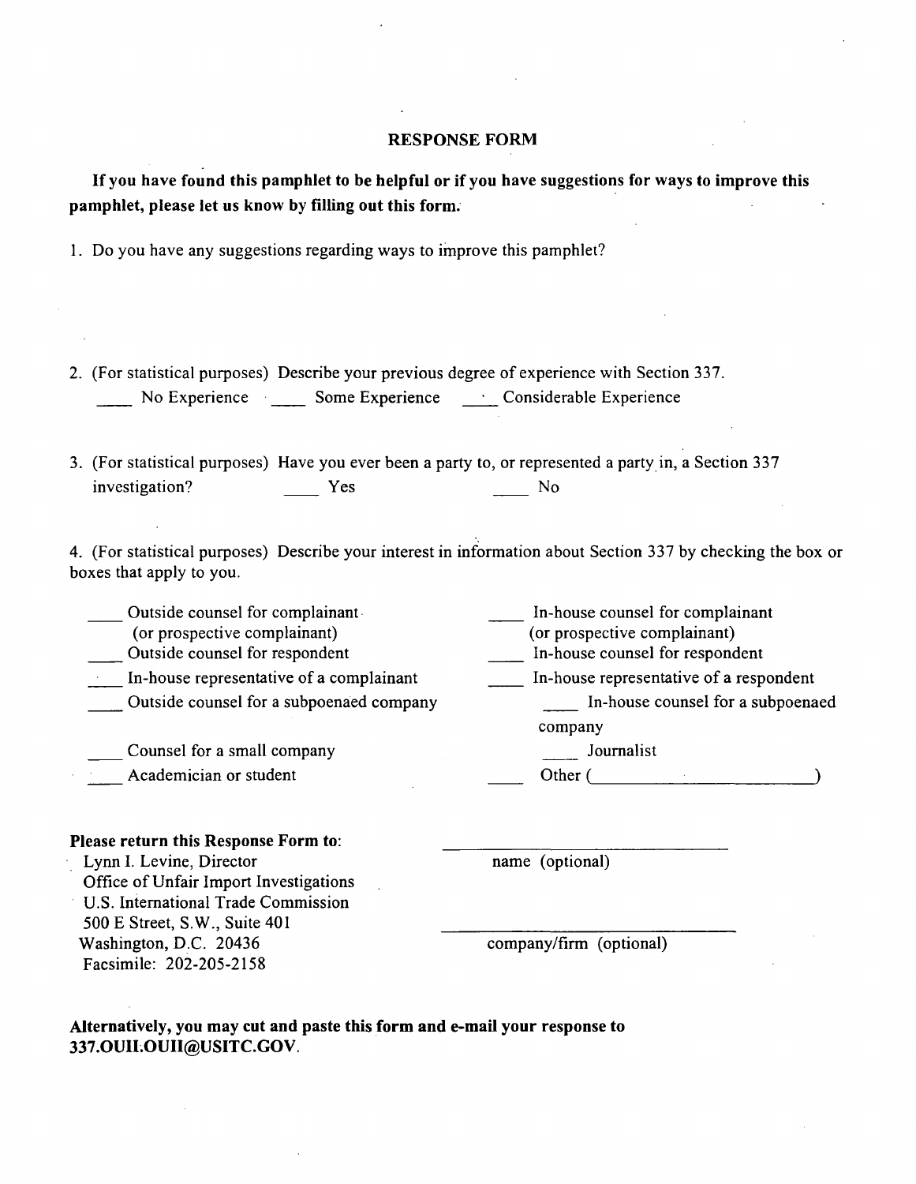# RESPONSE FORM

**If you have found this pamphlet to be helpful or if you have suggestions for ways to improve this pamphlet, please let us know by filling out this form.**

1. Do you have any suggestions regarding ways to improve this pamphlet?

2. (For statistical purposes) Describe your previous degree of experience with Section 337.

    ____ No Experience ____ Some Experience ____ Considerable Experience

3. (For statistical purposes) Have you ever been a party to, or represented a party in, a Section 337 investigation? ____ Yes ____ No

4. (For statistical purposes) Describe your interest in information about Section 337 by checking the box or boxes that apply to you.

    ____ Outside counsel for complainant (or prospective complainant)
    ____ Outside counsel for respondent
    ____ In-house representative of a complainant
    ____ Outside counsel for a subpoenaed company
    ____ Counsel for a small company
    ____ Academician or student
    ____ In-house counsel for complainant (or prospective complainant)
    ____ In-house counsel for respondent
    ____ In-house representative of a respondent
    ____ In-house counsel for a subpoenaed company
    ____ Journalist
    ____ Other (________________________)

**Please return this Response Form to:**
Lynn I. Levine, Director
Office of Unfair Import Investigations
U.S. International Trade Commission
500 E Street, S.W., Suite 401
Washington, D.C. 20436
Facsimile: 202-205-2158

____________________________
name (optional)

____________________________
company/firm (optional)

**Alternatively, you may cut and paste this form and e-mail your response to 337.OUII.OUII@USITC.GOV.**